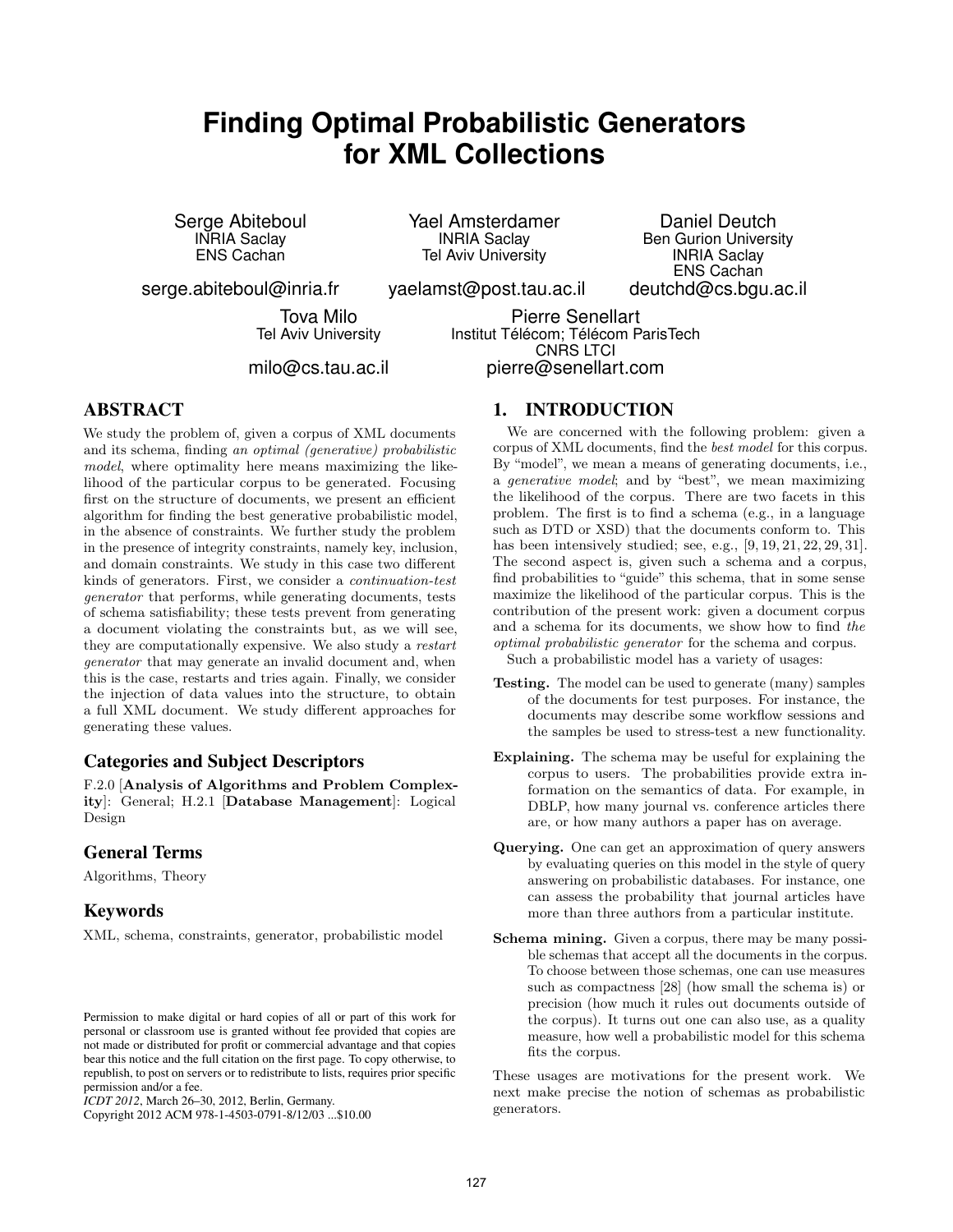# Finding Optimal Probabilistic Generators for XML Collections

Serge Abiteboul
INRIA Saclay
ENS Cachan
serge.abiteboul@inria.fr

Yael Amsterdamer
INRIA Saclay
Tel Aviv University
yaelamst@post.tau.ac.il

Daniel Deutch
Ben Gurion University
INRIA Saclay
ENS Cachan
deutchd@cs.bgu.ac.il

Tova Milo
Tel Aviv University
milo@cs.tau.ac.il

Pierre Senellart
Institut Télécom; Télécom ParisTech
CNRS LTCI
pierre@senellart.com

## ABSTRACT

We study the problem of, given a corpus of XML documents and its schema, finding *an optimal (generative) probabilistic model*, where optimality here means maximizing the likelihood of the particular corpus to be generated. Focusing first on the structure of documents, we present an efficient algorithm for finding the best generative probabilistic model, in the absence of constraints. We further study the problem in the presence of integrity constraints, namely key, inclusion, and domain constraints. We study in this case two different kinds of generators. First, we consider a *continuation-test generator* that performs, while generating documents, tests of schema satisfiability; these tests prevent from generating a document violating the constraints but, as we will see, they are computationally expensive. We also study a *restart generator* that may generate an invalid document and, when this is the case, restarts and tries again. Finally, we consider the injection of data values into the structure, to obtain a full XML document. We study different approaches for generating these values.

### Categories and Subject Descriptors

F.2.0 [**Analysis of Algorithms and Problem Complexity**]: General; H.2.1 [**Database Management**]: Logical Design

### General Terms

Algorithms, Theory

### Keywords

XML, schema, constraints, generator, probabilistic model

Permission to make digital or hard copies of all or part of this work for personal or classroom use is granted without fee provided that copies are not made or distributed for profit or commercial advantage and that copies bear this notice and the full citation on the first page. To copy otherwise, to republish, to post on servers or to redistribute to lists, requires prior specific permission and/or a fee.
*ICDT 2012*, March 26–30, 2012, Berlin, Germany.
Copyright 2012 ACM 978-1-4503-0791-8/12/03 ...$10.00

## 1. INTRODUCTION

We are concerned with the following problem: given a corpus of XML documents, find the *best model* for this corpus. By "model", we mean a means of generating documents, i.e., a *generative model*; and by "best", we mean maximizing the likelihood of the corpus. There are two facets in this problem. The first is to find a schema (e.g., in a language such as DTD or XSD) that the documents conform to. This has been intensively studied; see, e.g., [9, 19, 21, 22, 29, 31]. The second aspect is, given such a schema and a corpus, find probabilities to "guide" this schema, that in some sense maximize the likelihood of the particular corpus. This is the contribution of the present work: given a document corpus and a schema for its documents, we show how to find *the optimal probabilistic generator* for the schema and corpus.

Such a probabilistic model has a variety of usages:

**Testing.** The model can be used to generate (many) samples of the documents for test purposes. For instance, the documents may describe some workflow sessions and the samples be used to stress-test a new functionality.

**Explaining.** The schema may be useful for explaining the corpus to users. The probabilities provide extra information on the semantics of data. For example, in DBLP, how many journal vs. conference articles there are, or how many authors a paper has on average.

**Querying.** One can get an approximation of query answers by evaluating queries on this model in the style of query answering on probabilistic databases. For instance, one can assess the probability that journal articles have more than three authors from a particular institute.

**Schema mining.** Given a corpus, there may be many possible schemas that accept all the documents in the corpus. To choose between those schemas, one can use measures such as compactness [28] (how small the schema is) or precision (how much it rules out documents outside of the corpus). It turns out one can also use, as a quality measure, how well a probabilistic model for this schema fits the corpus.

These usages are motivations for the present work. We next make precise the notion of schemas as probabilistic generators.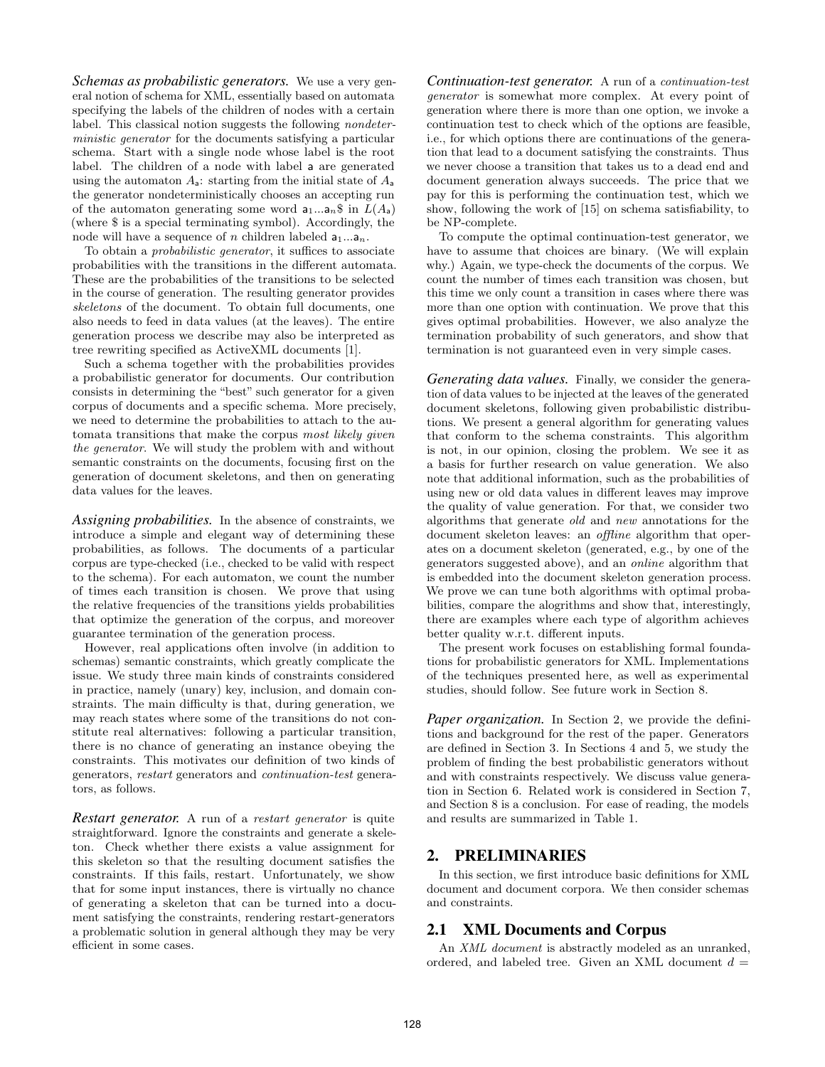*Schemas as probabilistic generators.* We use a very general notion of schema for XML, essentially based on automata specifying the labels of the children of nodes with a certain label. This classical notion suggests the following *nondeterministic generator* for the documents satisfying a particular schema. Start with a single node whose label is the root label. The children of a node with label $\mathsf{a}$ are generated using the automaton $A_\mathsf{a}$: starting from the initial state of $A_\mathsf{a}$ the generator nondeterministically chooses an accepting run of the automaton generating some word $\mathsf{a}_1...\mathsf{a}_n\$$ in $L(A_\mathsf{a})$ (where \$ is a special terminating symbol). Accordingly, the node will have a sequence of $n$ children labeled $\mathsf{a}_1...\mathsf{a}_n$.

To obtain a *probabilistic generator*, it suffices to associate probabilities with the transitions in the different automata. These are the probabilities of the transitions to be selected in the course of generation. The resulting generator provides *skeletons* of the document. To obtain full documents, one also needs to feed in data values (at the leaves). The entire generation process we describe may also be interpreted as tree rewriting specified as ActiveXML documents [1].

Such a schema together with the probabilities provides a probabilistic generator for documents. Our contribution consists in determining the "best" such generator for a given corpus of documents and a specific schema. More precisely, we need to determine the probabilities to attach to the automata transitions that make the corpus *most likely given the generator*. We will study the problem with and without semantic constraints on the documents, focusing first on the generation of document skeletons, and then on generating data values for the leaves.

*Assigning probabilities.* In the absence of constraints, we introduce a simple and elegant way of determining these probabilities, as follows. The documents of a particular corpus are type-checked (i.e., checked to be valid with respect to the schema). For each automaton, we count the number of times each transition is chosen. We prove that using the relative frequencies of the transitions yields probabilities that optimize the generation of the corpus, and moreover guarantee termination of the generation process.

However, real applications often involve (in addition to schemas) semantic constraints, which greatly complicate the issue. We study three main kinds of constraints considered in practice, namely (unary) key, inclusion, and domain constraints. The main difficulty is that, during generation, we may reach states where some of the transitions do not constitute real alternatives: following a particular transition, there is no chance of generating an instance obeying the constraints. This motivates our definition of two kinds of generators, *restart* generators and *continuation-test* generators, as follows.

*Restart generator.* A run of a *restart generator* is quite straightforward. Ignore the constraints and generate a skeleton. Check whether there exists a value assignment for this skeleton so that the resulting document satisfies the constraints. If this fails, restart. Unfortunately, we show that for some input instances, there is virtually no chance of generating a skeleton that can be turned into a document satisfying the constraints, rendering restart-generators a problematic solution in general although they may be very efficient in some cases.

*Continuation-test generator.* A run of a *continuation-test generator* is somewhat more complex. At every point of generation where there is more than one option, we invoke a continuation test to check which of the options are feasible, i.e., for which options there are continuations of the generation that lead to a document satisfying the constraints. Thus we never choose a transition that takes us to a dead end and document generation always succeeds. The price that we pay for this is performing the continuation test, which we show, following the work of [15] on schema satisfiability, to be NP-complete.

To compute the optimal continuation-test generator, we have to assume that choices are binary. (We will explain why.) Again, we type-check the documents of the corpus. We count the number of times each transition was chosen, but this time we only count a transition in cases where there was more than one option with continuation. We prove that this gives optimal probabilities. However, we also analyze the termination probability of such generators, and show that termination is not guaranteed even in very simple cases.

*Generating data values.* Finally, we consider the generation of data values to be injected at the leaves of the generated document skeletons, following given probabilistic distributions. We present a general algorithm for generating values that conform to the schema constraints. This algorithm is not, in our opinion, closing the problem. We see it as a basis for further research on value generation. We also note that additional information, such as the probabilities of using new or old data values in different leaves may improve the quality of value generation. For that, we consider two algorithms that generate *old* and *new* annotations for the document skeleton leaves: an *offline* algorithm that operates on a document skeleton (generated, e.g., by one of the generators suggested above), and an *online* algorithm that is embedded into the document skeleton generation process. We prove we can tune both algorithms with optimal probabilities, compare the alogrithms and show that, interestingly, there are examples where each type of algorithm achieves better quality w.r.t. different inputs.

The present work focuses on establishing formal foundations for probabilistic generators for XML. Implementations of the techniques presented here, as well as experimental studies, should follow. See future work in Section 8.

*Paper organization.* In Section 2, we provide the definitions and background for the rest of the paper. Generators are defined in Section 3. In Sections 4 and 5, we study the problem of finding the best probabilistic generators without and with constraints respectively. We discuss value generation in Section 6. Related work is considered in Section 7, and Section 8 is a conclusion. For ease of reading, the models and results are summarized in Table 1.

## 2. PRELIMINARIES

In this section, we first introduce basic definitions for XML document and document corpora. We then consider schemas and constraints.

### 2.1 XML Documents and Corpus

An *XML document* is abstractly modeled as an unranked, ordered, and labeled tree. Given an XML document $d =$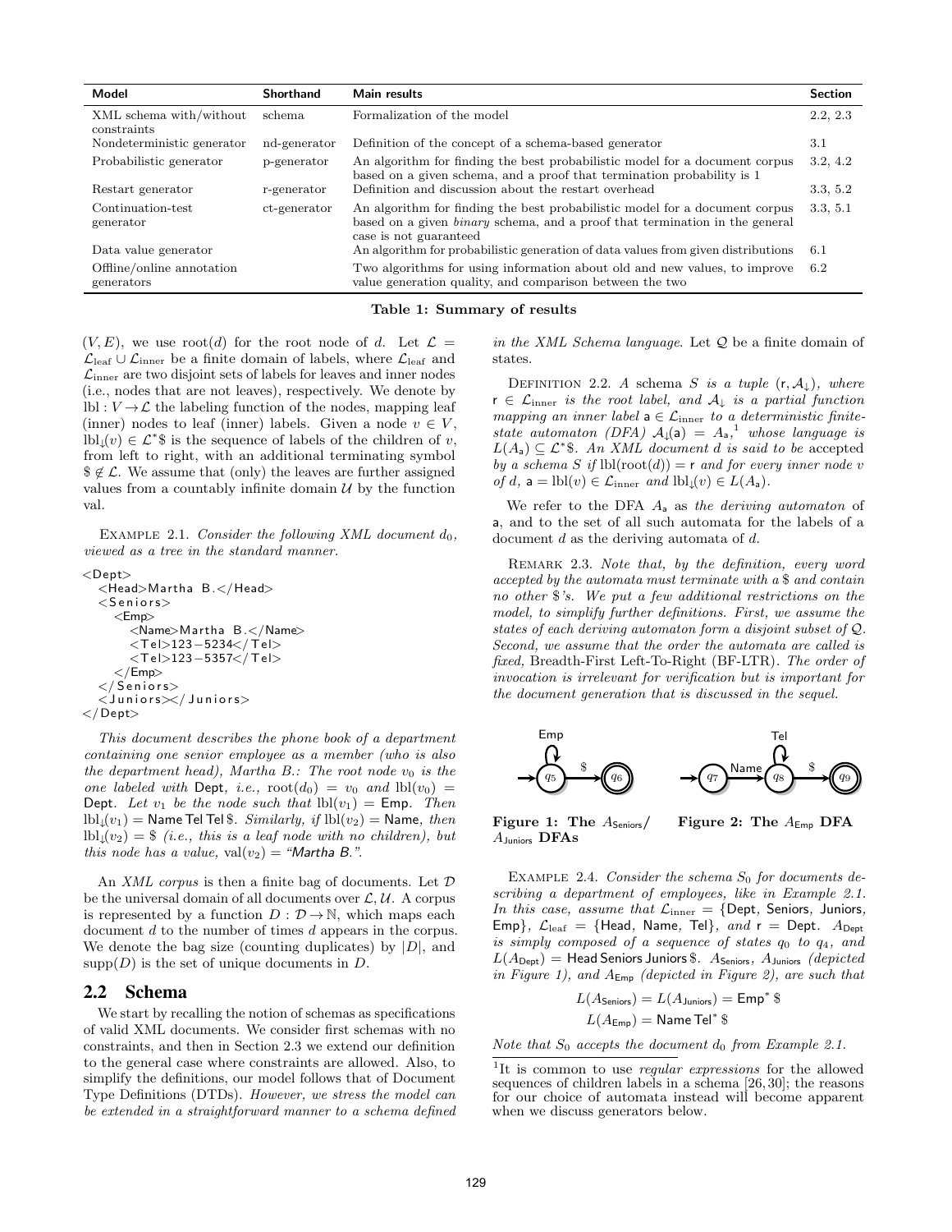| Model | Shorthand | Main results | Section |
| --- | --- | --- | --- |
| XML schema with/without constraints | schema | Formalization of the model | 2.2, 2.3 |
| Nondeterministic generator | nd-generator | Definition of the concept of a schema-based generator | 3.1 |
| Probabilistic generator | p-generator | An algorithm for finding the best probabilistic model for a document corpus based on a given schema, and a proof that termination probability is 1 | 3.2, 4.2 |
| Restart generator | r-generator | Definition and discussion about the restart overhead | 3.3, 5.2 |
| Continuation-test generator | ct-generator | An algorithm for finding the best probabilistic model for a document corpus based on a given *binary* schema, and a proof that termination in the general case is not guaranteed | 3.3, 5.1 |
| Data value generator | | An algorithm for probabilistic generation of data values from given distributions | 6.1 |
| Offline/online annotation generators | | Two algorithms for using information about old and new values, to improve value generation quality, and comparison between the two | 6.2 |

**Table 1: Summary of results**

$(V, E)$, we use root$(d)$ for the root node of $d$. Let $\mathcal{L} = \mathcal{L}_{\text{leaf}} \cup \mathcal{L}_{\text{inner}}$ be a finite domain of labels, where $\mathcal{L}_{\text{leaf}}$ and $\mathcal{L}_{\text{inner}}$ are two disjoint sets of labels for leaves and inner nodes (i.e., nodes that are not leaves), respectively. We denote by $\text{lbl} : V \to \mathcal{L}$ the labeling function of the nodes, mapping leaf (inner) nodes to leaf (inner) labels. Given a node $v \in V$, $\text{lbl}_{\downarrow}(v) \in \mathcal{L}^{*}\$$ is the sequence of labels of the children of $v$, from left to right, with an additional terminating symbol $\$ \notin \mathcal{L}$. We assume that (only) the leaves are further assigned values from a countably infinite domain $\mathcal{U}$ by the function val.

Example 2.1. *Consider the following XML document $d_0$, viewed as a tree in the standard manner.*

```
<Dept>
  <Head>Martha B.</Head>
  <Seniors>
    <Emp>
      <Name>Martha B.</Name>
      <Tel>123-5234</Tel>
      <Tel>123-5357</Tel>
    </Emp>
  </Seniors>
  <Juniors></Juniors>
</Dept>
```

*This document describes the phone book of a department containing one senior employee as a member (who is also the department head), Martha B.: The root node $v_0$ is the one labeled with* Dept*, i.e.,* $\text{root}(d_0) = v_0$ *and* $\text{lbl}(v_0) =$ Dept*. Let $v_1$ be the node such that* $\text{lbl}(v_1) =$ Emp*. Then* $\text{lbl}_{\downarrow}(v_1) =$ Name Tel Tel $\$$*. Similarly, if* $\text{lbl}(v_2) =$ Name*, then* $\text{lbl}_{\downarrow}(v_2) = \$$ *(i.e., this is a leaf node with no children), but this node has a value,* $\text{val}(v_2) =$ *"Martha B.".*

An *XML corpus* is then a finite bag of documents. Let $\mathcal{D}$ be the universal domain of all documents over $\mathcal{L}, \mathcal{U}$. A corpus is represented by a function $D : \mathcal{D} \to \mathbb{N}$, which maps each document $d$ to the number of times $d$ appears in the corpus. We denote the bag size (counting duplicates) by $|D|$, and $\text{supp}(D)$ is the set of unique documents in $D$.

## 2.2 Schema

We start by recalling the notion of schemas as specifications of valid XML documents. We consider first schemas with no constraints, and then in Section 2.3 we extend our definition to the general case where constraints are allowed. Also, to simplify the definitions, our model follows that of Document Type Definitions (DTDs). *However, we stress the model can be extended in a straightforward manner to a schema defined in the XML Schema language*. Let $\mathcal{Q}$ be a finite domain of states.

Definition 2.2. *A schema $S$ is a tuple $(\mathsf{r}, \mathcal{A}_{\downarrow})$, where $\mathsf{r} \in \mathcal{L}_{\text{inner}}$ is the root label, and $\mathcal{A}_{\downarrow}$ is a partial function mapping an inner label $\mathsf{a} \in \mathcal{L}_{\text{inner}}$ to a deterministic finite-state automaton (DFA) $\mathcal{A}_{\downarrow}(\mathsf{a}) = A_{\mathsf{a}}$,*[1] *whose language is $L(A_{\mathsf{a}}) \subseteq \mathcal{L}^{*}\$$. An XML document $d$ is said to be* accepted *by a schema $S$ if $\text{lbl}(\text{root}(d)) = \mathsf{r}$ and for every inner node $v$ of $d$, $\mathsf{a} = \text{lbl}(v) \in \mathcal{L}_{\text{inner}}$ and $\text{lbl}_{\downarrow}(v) \in L(A_{\mathsf{a}})$.*

We refer to the DFA $A_{\mathsf{a}}$ as *the deriving automaton* of $\mathsf{a}$, and to the set of all such automata for the labels of a document $d$ as the deriving automata of $d$.

Remark 2.3. *Note that, by the definition, every word accepted by the automata must terminate with a $\$$ and contain no other $\$$'s. We put a few additional restrictions on the model, to simplify further definitions. First, we assume the states of each deriving automaton form a disjoint subset of $\mathcal{Q}$. Second, we assume that the order the automata are called is fixed, Breadth-First Left-To-Right (BF-LTR). The order of invocation is irrelevant for verification but is important for the document generation that is discussed in the sequel.*

**Figure 1: The $A_{\text{Seniors}}$/ $A_{\text{Juniors}}$ DFAs**

**Figure 2: The $A_{\text{Emp}}$ DFA**

Example 2.4. *Consider the schema $S_0$ for documents describing a department of employees, like in Example 2.1. In this case, assume that $\mathcal{L}_{\text{inner}} =$ {Dept, Seniors, Juniors, Emp}, $\mathcal{L}_{\text{leaf}} =$ {Head, Name, Tel}, and $\mathsf{r} =$ Dept. $A_{\text{Dept}}$ is simply composed of a sequence of states $q_0$ to $q_4$, and $L(A_{\text{Dept}}) =$ Head Seniors Juniors $\$$. $A_{\text{Seniors}}$, $A_{\text{Juniors}}$ (depicted in Figure 1), and $A_{\text{Emp}}$ (depicted in Figure 2), are such that*

$$L(A_{\text{Seniors}}) = L(A_{\text{Juniors}}) = \text{Emp}^{*}\,\$$$

$$L(A_{\text{Emp}}) = \text{Name}\,\text{Tel}^{*}\,\$$$

*Note that $S_0$ accepts the document $d_0$ from Example 2.1.*

[1] It is common to use *regular expressions* for the allowed sequences of children labels in a schema [26,30]; the reasons for our choice of automata instead will become apparent when we discuss generators below.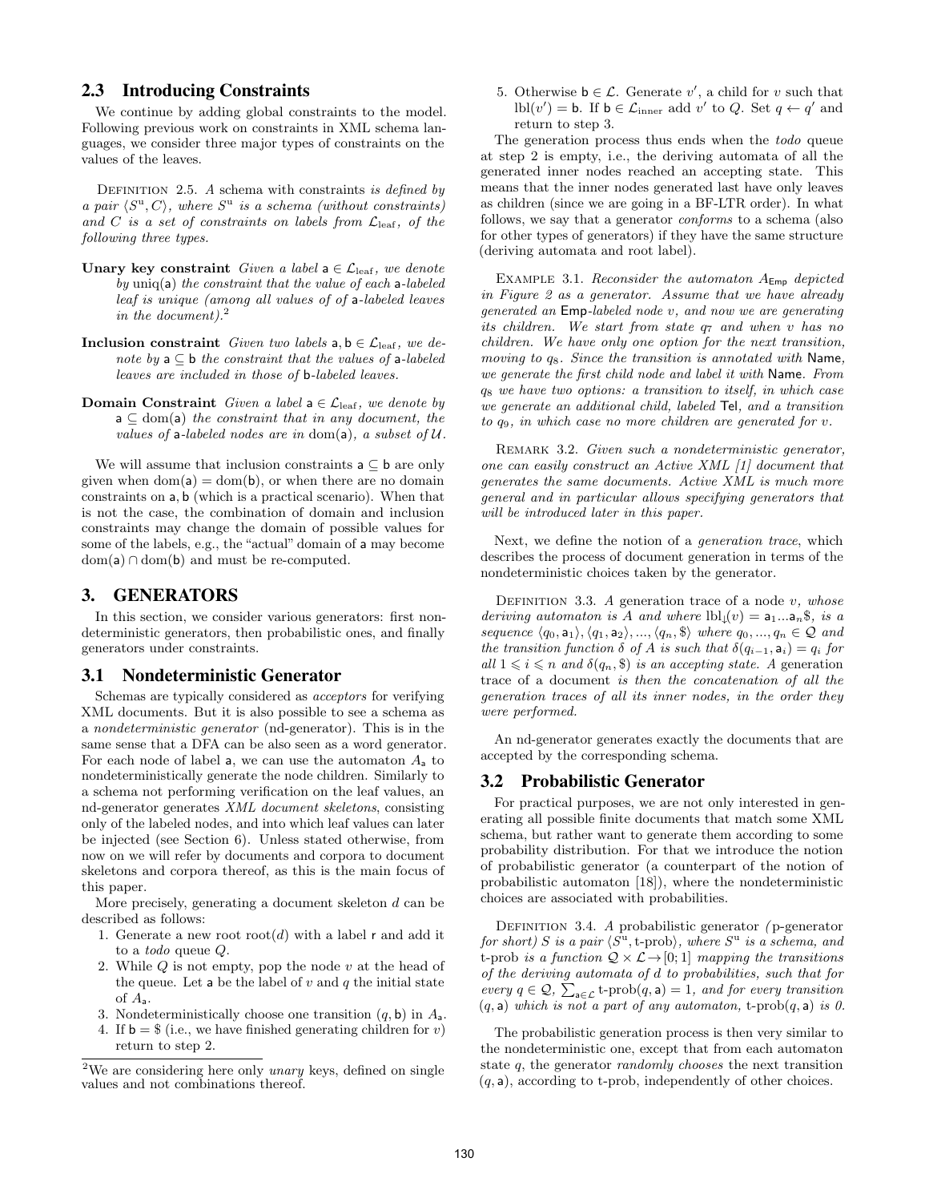## 2.3 Introducing Constraints

We continue by adding global constraints to the model. Following previous work on constraints in XML schema languages, we consider three major types of constraints on the values of the leaves.

DEFINITION 2.5. *A schema with constraints is defined by a pair $\langle S^{\mathrm{u}}, C \rangle$, where $S^{\mathrm{u}}$ is a schema (without constraints) and $C$ is a set of constraints on labels from $\mathcal{L}_{\mathrm{leaf}}$, of the following three types.*

**Unary key constraint** *Given a label $\mathsf{a} \in \mathcal{L}_{\mathrm{leaf}}$, we denote by $\mathrm{uniq}(\mathsf{a})$ the constraint that the value of each $\mathsf{a}$-labeled leaf is unique (among all values of of $\mathsf{a}$-labeled leaves in the document).*[2]

**Inclusion constraint** *Given two labels $\mathsf{a}, \mathsf{b} \in \mathcal{L}_{\mathrm{leaf}}$, we denote by $\mathsf{a} \subseteq \mathsf{b}$ the constraint that the values of $\mathsf{a}$-labeled leaves are included in those of $\mathsf{b}$-labeled leaves.*

**Domain Constraint** *Given a label $\mathsf{a} \in \mathcal{L}_{\mathrm{leaf}}$, we denote by $\mathsf{a} \subseteq \mathrm{dom}(\mathsf{a})$ the constraint that in any document, the values of $\mathsf{a}$-labeled nodes are in $\mathrm{dom}(\mathsf{a})$, a subset of $\mathcal{U}$.*

We will assume that inclusion constraints $\mathsf{a} \subseteq \mathsf{b}$ are only given when $\mathrm{dom}(\mathsf{a}) = \mathrm{dom}(\mathsf{b})$, or when there are no domain constraints on $\mathsf{a}, \mathsf{b}$ (which is a practical scenario). When that is not the case, the combination of domain and inclusion constraints may change the domain of possible values for some of the labels, e.g., the "actual" domain of $\mathsf{a}$ may become $\mathrm{dom}(\mathsf{a}) \cap \mathrm{dom}(\mathsf{b})$ and must be re-computed.

# 3. GENERATORS

In this section, we consider various generators: first nondeterministic generators, then probabilistic ones, and finally generators under constraints.

## 3.1 Nondeterministic Generator

Schemas are typically considered as *acceptors* for verifying XML documents. But it is also possible to see a schema as a *nondeterministic generator* (nd-generator). This is in the same sense that a DFA can be also seen as a word generator. For each node of label $\mathsf{a}$, we can use the automaton $A_{\mathsf{a}}$ to nondeterministically generate the node children. Similarly to a schema not performing verification on the leaf values, an nd-generator generates *XML document skeletons*, consisting only of the labeled nodes, and into which leaf values can later be injected (see Section 6). Unless stated otherwise, from now on we will refer by documents and corpora to document skeletons and corpora thereof, as this is the main focus of this paper.

More precisely, generating a document skeleton $d$ can be described as follows:

1. Generate a new root $\mathrm{root}(d)$ with a label $\mathsf{r}$ and add it to a *todo* queue $Q$.
2. While $Q$ is not empty, pop the node $v$ at the head of the queue. Let $\mathsf{a}$ be the label of $v$ and $q$ the initial state of $A_{\mathsf{a}}$.
3. Nondeterministically choose one transition $(q, \mathsf{b})$ in $A_{\mathsf{a}}$.
4. If $\mathsf{b} = \$$ (i.e., we have finished generating children for $v$) return to step 2.
5. Otherwise $\mathsf{b} \in \mathcal{L}$. Generate $v'$, a child for $v$ such that $\mathrm{lbl}(v') = \mathsf{b}$. If $\mathsf{b} \in \mathcal{L}_{\mathrm{inner}}$ add $v'$ to $Q$. Set $q \leftarrow q'$ and return to step 3.

The generation process thus ends when the *todo* queue at step 2 is empty, i.e., the deriving automata of all the generated inner nodes reached an accepting state. This means that the inner nodes generated last have only leaves as children (since we are going in a BF-LTR order). In what follows, we say that a generator *conforms* to a schema (also for other types of generators) if they have the same structure (deriving automata and root label).

EXAMPLE 3.1. *Reconsider the automaton $A_{\mathsf{Emp}}$ depicted in Figure 2 as a generator. Assume that we have already generated an $\mathsf{Emp}$-labeled node $v$, and now we are generating its children. We start from state $q_7$ and when $v$ has no children. We have only one option for the next transition, moving to $q_8$. Since the transition is annotated with $\mathsf{Name}$, we generate the first child node and label it with $\mathsf{Name}$. From $q_8$ we have two options: a transition to itself, in which case we generate an additional child, labeled $\mathsf{Tel}$, and a transition to $q_9$, in which case no more children are generated for $v$.*

REMARK 3.2. *Given such a nondeterministic generator, one can easily construct an Active XML [1] document that generates the same documents. Active XML is much more general and in particular allows specifying generators that will be introduced later in this paper.*

Next, we define the notion of a *generation trace*, which describes the process of document generation in terms of the nondeterministic choices taken by the generator.

DEFINITION 3.3. *A* generation trace *of a node $v$, whose deriving automaton is $A$ and where $\mathrm{lbl}_{\downarrow}(v) = \mathsf{a}_1 ... \mathsf{a}_n\$$, is a sequence $\langle q_0, \mathsf{a}_1 \rangle, \langle q_1, \mathsf{a}_2 \rangle, ..., \langle q_n, \$ \rangle$ where $q_0, ..., q_n \in \mathcal{Q}$ and the transition function $\delta$ of $A$ is such that $\delta(q_{i-1}, \mathsf{a}_i) = q_i$ for all $1 \leqslant i \leqslant n$ and $\delta(q_n, \$)$ is an accepting state. A* generation trace *of a document is then the concatenation of all the generation traces of all its inner nodes, in the order they were performed.*

An nd-generator generates exactly the documents that are accepted by the corresponding schema.

## 3.2 Probabilistic Generator

For practical purposes, we are not only interested in generating all possible finite documents that match some XML schema, but rather want to generate them according to some probability distribution. For that we introduce the notion of probabilistic generator (a counterpart of the notion of probabilistic automaton [18]), where the nondeterministic choices are associated with probabilities.

DEFINITION 3.4. *A probabilistic generator (p-generator for short) $S$ is a pair $\langle S^{\mathrm{u}}, \text{t-prob} \rangle$, where $S^{\mathrm{u}}$ is a schema, and t-prob is a function $\mathcal{Q} \times \mathcal{L} \rightarrow [0; 1]$ mapping the transitions of the deriving automata of $d$ to probabilities, such that for every $q \in \mathcal{Q}$, $\sum_{\mathsf{a} \in \mathcal{L}} \text{t-prob}(q, \mathsf{a}) = 1$, and for every transition $(q, \mathsf{a})$ which is not a part of any automaton, $\text{t-prob}(q, \mathsf{a})$ is 0.*

The probabilistic generation process is then very similar to the nondeterministic one, except that from each automaton state $q$, the generator *randomly chooses* the next transition $(q, \mathsf{a})$, according to t-prob, independently of other choices.

[2] We are considering here only *unary* keys, defined on single values and not combinations thereof.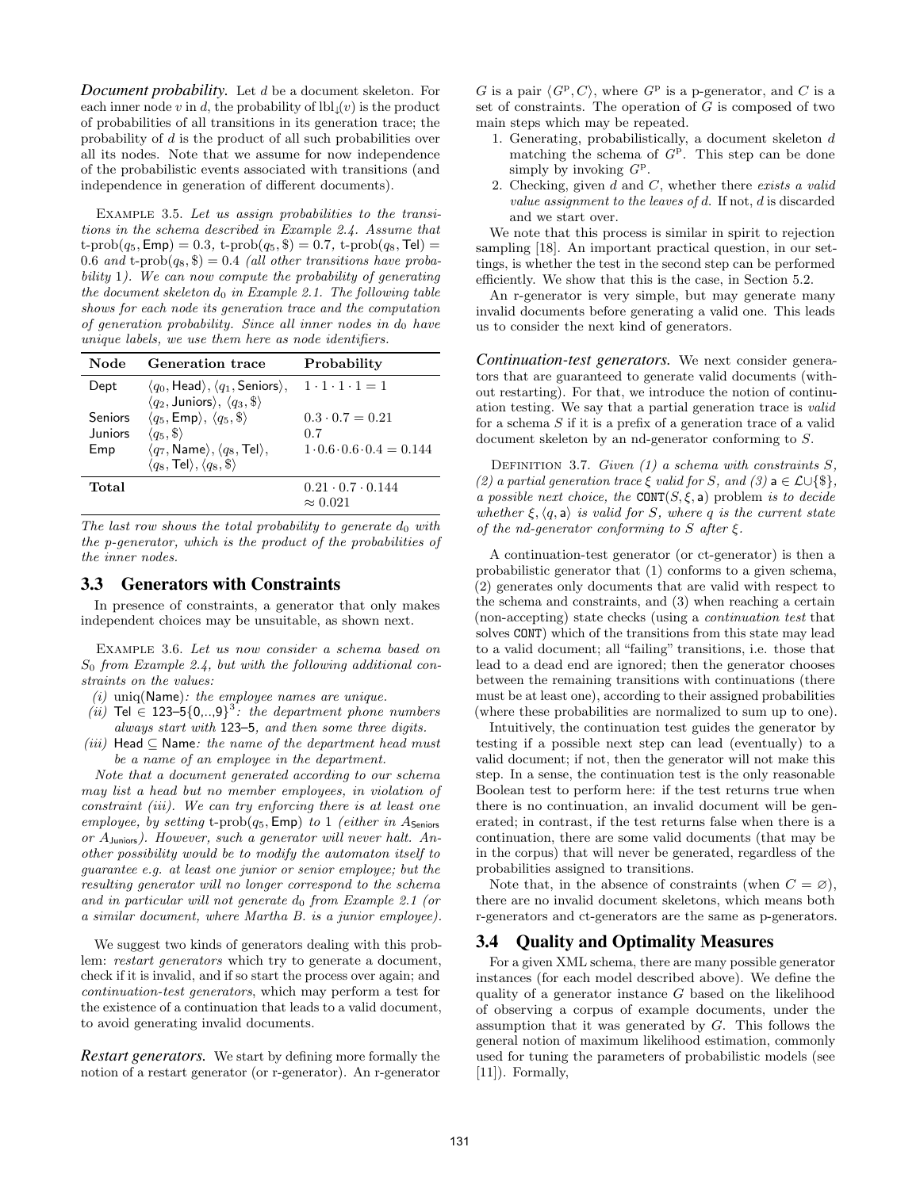***Document probability.*** Let $d$ be a document skeleton. For each inner node $v$ in $d$, the probability of $\mathrm{lbl}_{\downarrow}(v)$ is the product of probabilities of all transitions in its generation trace; the probability of $d$ is the product of all such probabilities over all its nodes. Note that we assume for now independence of the probabilistic events associated with transitions (and independence in generation of different documents).

Example 3.5. *Let us assign probabilities to the transitions in the schema described in Example 2.4. Assume that* $\text{t-prob}(q_5, \mathsf{Emp}) = 0.3$, $\text{t-prob}(q_5, \$) = 0.7$, $\text{t-prob}(q_8, \mathsf{Tel}) = 0.6$ *and* $\text{t-prob}(q_8, \$) = 0.4$ *(all other transitions have probability* 1*). We can now compute the probability of generating the document skeleton* $d_0$ *in Example 2.1. The following table shows for each node its generation trace and the computation of generation probability. Since all inner nodes in* $d_0$ *have unique labels, we use them here as node identifiers.*

| Node | Generation trace | Probability |
|---|---|---|
| Dept | $\langle q_0, \mathsf{Head}\rangle, \langle q_1, \mathsf{Seniors}\rangle, \langle q_2, \mathsf{Juniors}\rangle, \langle q_3, \$\rangle$ | $1 \cdot 1 \cdot 1 \cdot 1 = 1$ |
| Seniors | $\langle q_5, \mathsf{Emp}\rangle, \langle q_5, \$\rangle$ | $0.3 \cdot 0.7 = 0.21$ |
| Juniors | $\langle q_5, \$\rangle$ | $0.7$ |
| Emp | $\langle q_7, \mathsf{Name}\rangle, \langle q_8, \mathsf{Tel}\rangle, \langle q_8, \mathsf{Tel}\rangle, \langle q_8, \$\rangle$ | $1 \cdot 0.6 \cdot 0.6 \cdot 0.4 = 0.144$ |
| **Total** | | $0.21 \cdot 0.7 \cdot 0.144 \approx 0.021$ |

*The last row shows the total probability to generate* $d_0$ *with the p-generator, which is the product of the probabilities of the inner nodes.*

## 3.3 Generators with Constraints

In presence of constraints, a generator that only makes independent choices may be unsuitable, as shown next.

Example 3.6. *Let us now consider a schema based on* $S_0$ *from Example 2.4, but with the following additional constraints on the values:*

*(i)* $\mathrm{uniq}(\mathsf{Name})$*: the employee names are unique.*

*(ii)* $\mathsf{Tel} \in 123\text{–}5\{0,..,9\}^3$*: the department phone numbers always start with* 123–5*, and then some three digits.*

*(iii)* $\mathsf{Head} \subseteq \mathsf{Name}$*: the name of the department head must be a name of an employee in the department.*

*Note that a document generated according to our schema may list a head but no member employees, in violation of constraint (iii). We can try enforcing there is at least one employee, by setting* $\text{t-prob}(q_5, \mathsf{Emp})$ *to* 1 *(either in* $A_{\mathsf{Seniors}}$ *or* $A_{\mathsf{Juniors}}$*). However, such a generator will never halt. Another possibility would be to modify the automaton itself to guarantee e.g. at least one junior or senior employee; but the resulting generator will no longer correspond to the schema and in particular will not generate* $d_0$ *from Example 2.1 (or a similar document, where Martha B. is a junior employee).*

We suggest two kinds of generators dealing with this problem: *restart generators* which try to generate a document, check if it is invalid, and if so start the process over again; and *continuation-test generators*, which may perform a test for the existence of a continuation that leads to a valid document, to avoid generating invalid documents.

***Restart generators.*** We start by defining more formally the notion of a restart generator (or r-generator). An r-generator $G$ is a pair $\langle G^{\mathrm{p}}, C\rangle$, where $G^{\mathrm{p}}$ is a p-generator, and $C$ is a set of constraints. The operation of $G$ is composed of two main steps which may be repeated.

1. Generating, probabilistically, a document skeleton $d$ matching the schema of $G^{\mathrm{p}}$. This step can be done simply by invoking $G^{\mathrm{p}}$.
2. Checking, given $d$ and $C$, whether there *exists a valid value assignment to the leaves of* $d$. If not, $d$ is discarded and we start over.

We note that this process is similar in spirit to rejection sampling [18]. An important practical question, in our settings, is whether the test in the second step can be performed efficiently. We show that this is the case, in Section 5.2.

An r-generator is very simple, but may generate many invalid documents before generating a valid one. This leads us to consider the next kind of generators.

***Continuation-test generators.*** We next consider generators that are guaranteed to generate valid documents (without restarting). For that, we introduce the notion of continuation testing. We say that a partial generation trace is *valid* for a schema $S$ if it is a prefix of a generation trace of a valid document skeleton by an nd-generator conforming to $S$.

Definition 3.7. *Given (1) a schema with constraints* $S$*, (2) a partial generation trace* $\xi$ *valid for* $S$*, and (3)* $\mathsf{a} \in \mathcal{L} \cup \{\$\}$*, a possible next choice, the* $\mathtt{CONT}(S, \xi, \mathsf{a})$ *problem is to decide whether* $\xi, \langle q, \mathsf{a}\rangle$ *is valid for* $S$*, where* $q$ *is the current state of the nd-generator conforming to* $S$ *after* $\xi$*.*

A continuation-test generator (or ct-generator) is then a probabilistic generator that (1) conforms to a given schema, (2) generates only documents that are valid with respect to the schema and constraints, and (3) when reaching a certain (non-accepting) state checks (using a *continuation test* that solves CONT) which of the transitions from this state may lead to a valid document; all "failing" transitions, i.e. those that lead to a dead end are ignored; then the generator chooses between the remaining transitions with continuations (there must be at least one), according to their assigned probabilities (where these probabilities are normalized to sum up to one).

Intuitively, the continuation test guides the generator by testing if a possible next step can lead (eventually) to a valid document; if not, then the generator will not make this step. In a sense, the continuation test is the only reasonable Boolean test to perform here: if the test returns true when there is no continuation, an invalid document will be generated; in contrast, if the test returns false when there is a continuation, there are some valid documents (that may be in the corpus) that will never be generated, regardless of the probabilities assigned to transitions.

Note that, in the absence of constraints (when $C = \varnothing$), there are no invalid document skeletons, which means both r-generators and ct-generators are the same as p-generators.

## 3.4 Quality and Optimality Measures

For a given XML schema, there are many possible generator instances (for each model described above). We define the quality of a generator instance $G$ based on the likelihood of observing a corpus of example documents, under the assumption that it was generated by $G$. This follows the general notion of maximum likelihood estimation, commonly used for tuning the parameters of probabilistic models (see [11]). Formally,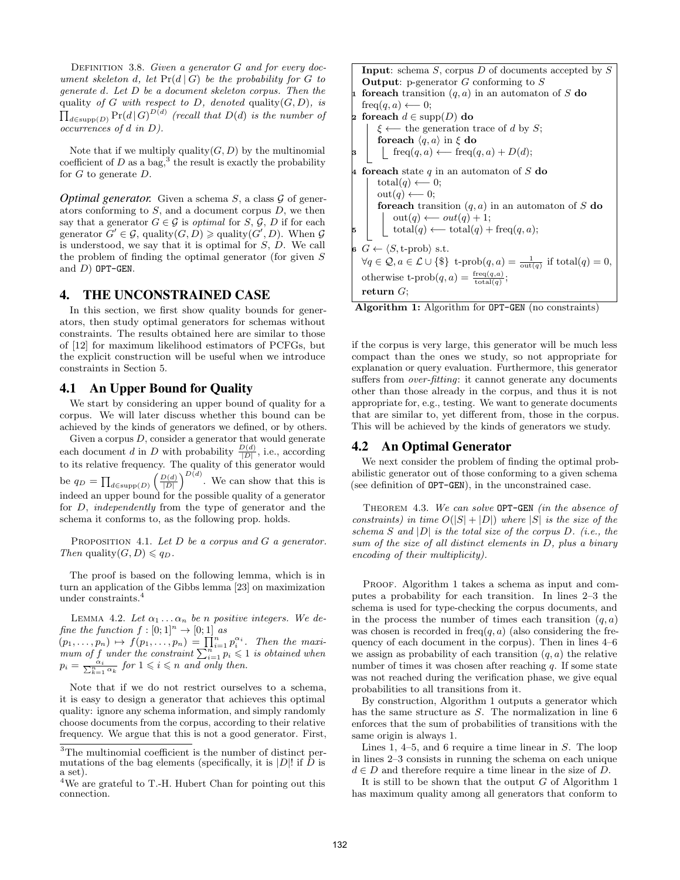DEFINITION 3.8. *Given a generator $G$ and for every document skeleton $d$, let $\Pr(d \mid G)$ be the probability for $G$ to generate $d$. Let $D$ be a document skeleton corpus. Then the* quality *of $G$ with respect to $D$, denoted* $\text{quality}(G, D)$, *is* $\prod_{d \in \text{supp}(D)} \Pr(d \mid G)^{D(d)}$ *(recall that $D(d)$ is the number of occurrences of $d$ in $D$).*

Note that if we multiply $\text{quality}(G, D)$ by the multinomial coefficient of $D$ as a bag,[3] the result is exactly the probability for $G$ to generate $D$.

***Optimal generator.*** Given a schema $S$, a class $\mathcal{G}$ of generators conforming to $S$, and a document corpus $D$, we then say that a generator $G \in \mathcal{G}$ is *optimal* for $S$, $\mathcal{G}$, $D$ if for each generator $G' \in \mathcal{G}$, $\text{quality}(G, D) \geqslant \text{quality}(G', D)$. When $\mathcal{G}$ is understood, we say that it is optimal for $S$, $D$. We call the problem of finding the optimal generator (for given $S$ and $D$) `OPT-GEN`.

# 4. THE UNCONSTRAINED CASE

In this section, we first show quality bounds for generators, then study optimal generators for schemas without constraints. The results obtained here are similar to those of [12] for maximum likelihood estimators of PCFGs, but the explicit construction will be useful when we introduce constraints in Section 5.

## 4.1 An Upper Bound for Quality

We start by considering an upper bound of quality for a corpus. We will later discuss whether this bound can be achieved by the kinds of generators we defined, or by others.

Given a corpus $D$, consider a generator that would generate each document $d$ in $D$ with probability $\frac{D(d)}{|D|}$, i.e., according to its relative frequency. The quality of this generator would be $q_D = \prod_{d \in \text{supp}(D)} \left(\frac{D(d)}{|D|}\right)^{D(d)}$. We can show that this is indeed an upper bound for the possible quality of a generator for $D$, *independently* from the type of generator and the schema it conforms to, as the following prop. holds.

PROPOSITION 4.1. *Let $D$ be a corpus and $G$ a generator. Then* $\text{quality}(G, D) \leqslant q_D$.

The proof is based on the following lemma, which is in turn an application of the Gibbs lemma [23] on maximization under constraints.[4]

LEMMA 4.2. *Let $\alpha_1 \dots \alpha_n$ be $n$ positive integers. We define the function $f : [0; 1]^n \to [0; 1]$ as $(p_1, \dots, p_n) \mapsto f(p_1, \dots, p_n) = \prod_{i=1}^{n} p_i^{\alpha_i}$. Then the maximum of $f$ under the constraint $\sum_{i=1}^{n} p_i \leqslant 1$ is obtained when $p_i = \frac{\alpha_i}{\sum_{k=1}^{n} \alpha_k}$ for $1 \leqslant i \leqslant n$ and only then.*

Note that if we do not restrict ourselves to a schema, it is easy to design a generator that achieves this optimal quality: ignore any schema information, and simply randomly choose documents from the corpus, according to their relative frequency. We argue that this is not a good generator. First, if the corpus is very large, this generator will be much less compact than the ones we study, so not appropriate for explanation or query evaluation. Furthermore, this generator suffers from *over-fitting*: it cannot generate any documents other than those already in the corpus, and thus it is not appropriate for, e.g., testing. We want to generate documents that are similar to, yet different from, those in the corpus. This will be achieved by the kinds of generators we study.

[3] The multinomial coefficient is the number of distinct permutations of the bag elements (specifically, it is $|D|!$ if $D$ is a set).

[4] We are grateful to T.-H. Hubert Chan for pointing out this connection.

```
Input: schema S, corpus D of documents accepted by S
Output: p-generator G conforming to S
1 foreach transition (q, a) in an automaton of S do
      freq(q, a) ⟵ 0;
2 foreach d ∈ supp(D) do
      ξ ⟵ the generation trace of d by S;
      foreach ⟨q, a⟩ in ξ do
3         freq(q, a) ⟵ freq(q, a) + D(d);
4 foreach state q in an automaton of S do
      total(q) ⟵ 0;
      out(q) ⟵ 0;
      foreach transition (q, a) in an automaton of S do
          out(q) ⟵ out(q) + 1;
5         total(q) ⟵ total(q) + freq(q, a);
6 G ← ⟨S, t-prob⟩ s.t.
  ∀q ∈ Q, a ∈ L ∪ {$} t-prob(q, a) = 1/out(q) if total(q) = 0,
  otherwise t-prob(q, a) = freq(q, a)/total(q);
  return G;
```

**Algorithm 1:** Algorithm for `OPT-GEN` (no constraints)

## 4.2 An Optimal Generator

We next consider the problem of finding the optimal probabilistic generator out of those conforming to a given schema (see definition of `OPT-GEN`), in the unconstrained case.

THEOREM 4.3. *We can solve* `OPT-GEN` *(in the absence of constraints) in time $O(|S| + |D|)$ where $|S|$ is the size of the schema $S$ and $|D|$ is the total size of the corpus $D$. (i.e., the sum of the size of all distinct elements in $D$, plus a binary encoding of their multiplicity).*

PROOF. Algorithm 1 takes a schema as input and computes a probability for each transition. In lines 2–3 the schema is used for type-checking the corpus documents, and in the process the number of times each transition $(q, a)$ was chosen is recorded in $\text{freq}(q, a)$ (also considering the frequency of each document in the corpus). Then in lines 4–6 we assign as probability of each transition $(q, a)$ the relative number of times it was chosen after reaching $q$. If some state was not reached during the verification phase, we give equal probabilities to all transitions from it.

By construction, Algorithm 1 outputs a generator which has the same structure as $S$. The normalization in line 6 enforces that the sum of probabilities of transitions with the same origin is always 1.

Lines 1, 4–5, and 6 require a time linear in $S$. The loop in lines 2–3 consists in running the schema on each unique $d \in D$ and therefore require a time linear in the size of $D$.

It is still to be shown that the output $G$ of Algorithm 1 has maximum quality among all generators that conform to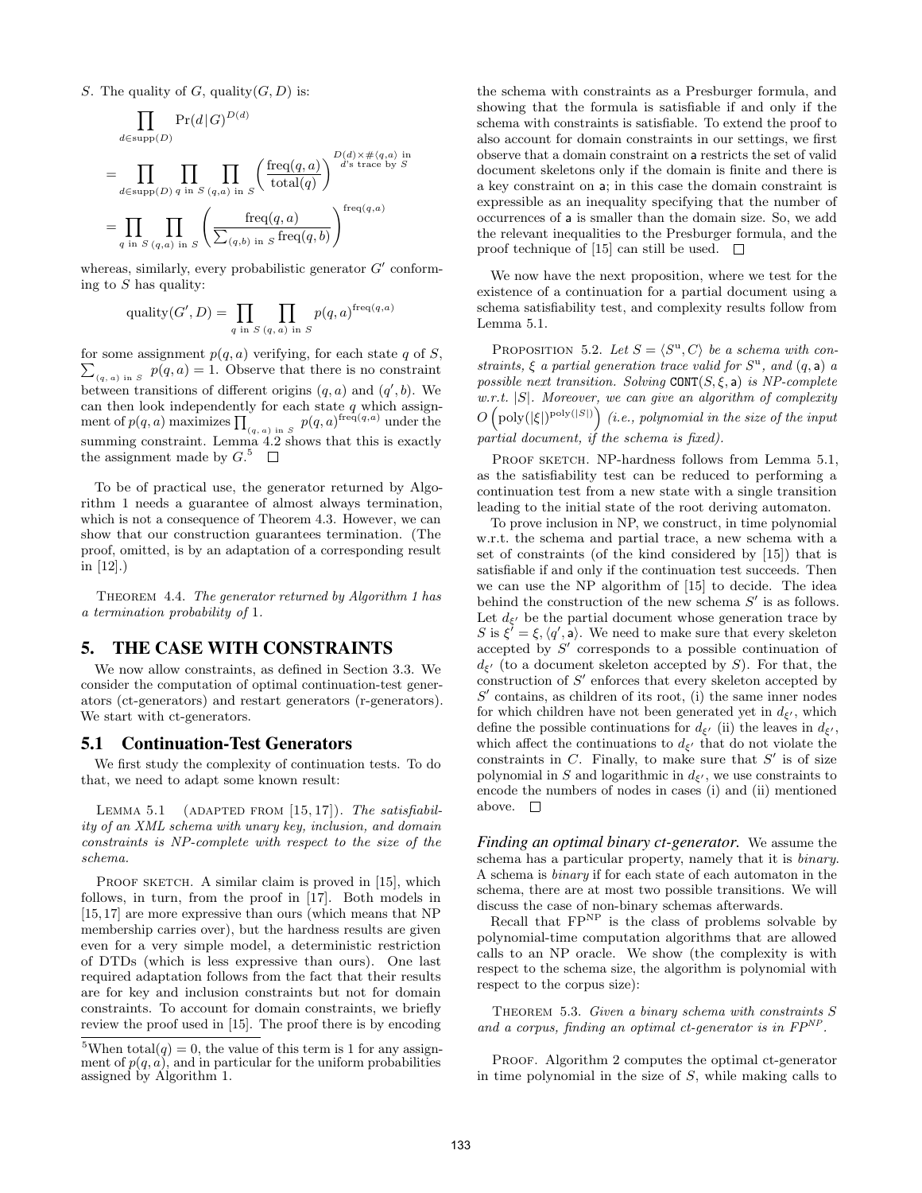$S$. The quality of $G$, quality$(G, D)$ is:

$$\prod_{d \in \text{supp}(D)} \Pr(d|G)^{D(d)}$$

$$= \prod_{d \in \text{supp}(D)} \prod_{q \text{ in } S} \prod_{(q,a) \text{ in } S} \left(\frac{\text{freq}(q,a)}{\text{total}(q)}\right)^{\substack{D(d) \times \#\langle q,a \rangle \text{ in} \\ d\text{'s trace by } S}}$$

$$= \prod_{q \text{ in } S} \prod_{(q,a) \text{ in } S} \left(\frac{\text{freq}(q,a)}{\sum_{(q,b) \text{ in } S} \text{freq}(q,b)}\right)^{\text{freq}(q,a)}$$

whereas, similarly, every probabilistic generator $G'$ conforming to $S$ has quality:

$$\text{quality}(G', D) = \prod_{q \text{ in } S} \prod_{(q,a) \text{ in } S} p(q,a)^{\text{freq}(q,a)}$$

for some assignment $p(q, a)$ verifying, for each state $q$ of $S$, $\sum_{(q,a) \text{ in } S} p(q, a) = 1$. Observe that there is no constraint between transitions of different origins $(q, a)$ and $(q', b)$. We can then look independently for each state $q$ which assignment of $p(q, a)$ maximizes $\prod_{(q,a) \text{ in } S} p(q, a)^{\text{freq}(q,a)}$ under the summing constraint. Lemma 4.2 shows that this is exactly the assignment made by $G$.[5] □

To be of practical use, the generator returned by Algorithm 1 needs a guarantee of almost always termination, which is not a consequence of Theorem 4.3. However, we can show that our construction guarantees termination. (The proof, omitted, is by an adaptation of a corresponding result in [12].)

Theorem 4.4. *The generator returned by Algorithm 1 has a termination probability of 1.*

# 5. THE CASE WITH CONSTRAINTS

We now allow constraints, as defined in Section 3.3. We consider the computation of optimal continuation-test generators (ct-generators) and restart generators (r-generators). We start with ct-generators.

## 5.1 Continuation-Test Generators

We first study the complexity of continuation tests. To do that, we need to adapt some known result:

Lemma 5.1 (adapted from [15, 17]). *The satisfiability of an XML schema with unary key, inclusion, and domain constraints is NP-complete with respect to the size of the schema.*

Proof sketch. A similar claim is proved in [15], which follows, in turn, from the proof in [17]. Both models in [15, 17] are more expressive than ours (which means that NP membership carries over), but the hardness results are given even for a very simple model, a deterministic restriction of DTDs (which is less expressive than ours). One last required adaptation follows from the fact that their results are for key and inclusion constraints but not for domain constraints. To account for domain constraints, we briefly review the proof used in [15]. The proof there is by encoding the schema with constraints as a Presburger formula, and showing that the formula is satisfiable if and only if the schema with constraints is satisfiable. To extend the proof to also account for domain constraints in our settings, we first observe that a domain constraint on a restricts the set of valid document skeletons only if the domain is finite and there is a key constraint on a; in this case the domain constraint is expressible as an inequality specifying that the number of occurrences of a is smaller than the domain size. So, we add the relevant inequalities to the Presburger formula, and the proof technique of [15] can still be used. □

[5] When total$(q) = 0$, the value of this term is 1 for any assignment of $p(q, a)$, and in particular for the uniform probabilities assigned by Algorithm 1.

We now have the next proposition, where we test for the existence of a continuation for a partial document using a schema satisfiability test, and complexity results follow from Lemma 5.1.

Proposition 5.2. *Let $S = \langle S^{\text{u}}, C \rangle$ be a schema with constraints, $\xi$ a partial generation trace valid for $S^{\text{u}}$, and $(q, \mathsf{a})$ a possible next transition. Solving* CONT$(S, \xi, \mathsf{a})$ *is NP-complete w.r.t. $|S|$. Moreover, we can give an algorithm of complexity $O\left(\text{poly}(|\xi|)^{\text{poly}(|S|)}\right)$ (i.e., polynomial in the size of the input partial document, if the schema is fixed).*

Proof sketch. NP-hardness follows from Lemma 5.1, as the satisfiability test can be reduced to performing a continuation test from a new state with a single transition leading to the initial state of the root deriving automaton.

To prove inclusion in NP, we construct, in time polynomial w.r.t. the schema and partial trace, a new schema with a set of constraints (of the kind considered by [15]) that is satisfiable if and only if the continuation test succeeds. Then we can use the NP algorithm of [15] to decide. The idea behind the construction of the new schema $S'$ is as follows. Let $d_{\xi'}$ be the partial document whose generation trace by $S$ is $\xi' = \xi, \langle q', \mathsf{a} \rangle$. We need to make sure that every skeleton accepted by $S'$ corresponds to a possible continuation of $d_{\xi'}$ (to a document skeleton accepted by $S$). For that, the construction of $S'$ enforces that every skeleton accepted by $S'$ contains, as children of its root, (i) the same inner nodes for which children have not been generated yet in $d_{\xi'}$, which define the possible continuations for $d_{\xi'}$ (ii) the leaves in $d_{\xi'}$, which affect the continuations to $d_{\xi'}$ that do not violate the constraints in $C$. Finally, to make sure that $S'$ is of size polynomial in $S$ and logarithmic in $d_{\xi'}$, we use constraints to encode the numbers of nodes in cases (i) and (ii) mentioned above. □

***Finding an optimal binary ct-generator.*** We assume the schema has a particular property, namely that it is *binary*. A schema is *binary* if for each state of each automaton in the schema, there are at most two possible transitions. We will discuss the case of non-binary schemas afterwards.

Recall that $\text{FP}^{\text{NP}}$ is the class of problems solvable by polynomial-time computation algorithms that are allowed calls to an NP oracle. We show (the complexity is with respect to the schema size, the algorithm is polynomial with respect to the corpus size):

Theorem 5.3. *Given a binary schema with constraints $S$ and a corpus, finding an optimal ct-generator is in $FP^{NP}$.*

Proof. Algorithm 2 computes the optimal ct-generator in time polynomial in the size of $S$, while making calls to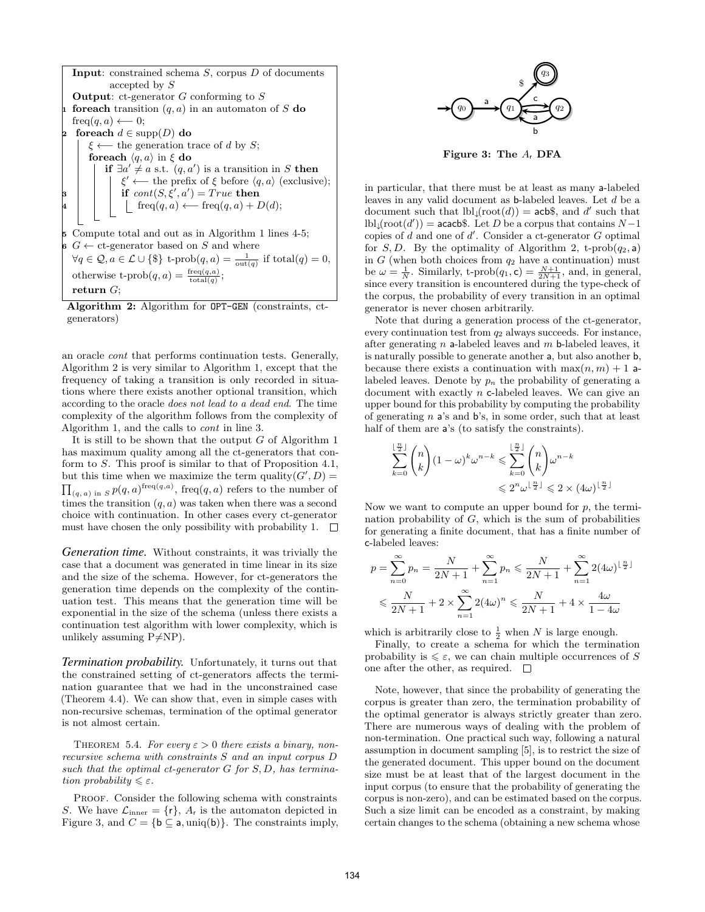**Input**: constrained schema $S$, corpus $D$ of documents accepted by $S$
**Output**: ct-generator $G$ conforming to $S$

```
1  foreach transition (q, a) in an automaton of S do
       freq(q, a) ⟵ 0;
2  foreach d ∈ supp(D) do
       ξ ⟵ the generation trace of d by S;
       foreach ⟨q, a⟩ in ξ do
           if ∃a' ≠ a s.t. (q, a') is a transition in S then
               ξ' ⟵ the prefix of ξ before ⟨q, a⟩ (exclusive);
3              if cont(S, ξ', a') = True then
4                  freq(q, a) ⟵ freq(q, a) + D(d);
5  Compute total and out as in Algorithm 1 lines 4-5;
6  G ← ct-generator based on S and where
   ∀q ∈ Q, a ∈ L ∪ {$} t-prob(q, a) = 1/out(q) if total(q) = 0,
   otherwise t-prob(q, a) = freq(q,a)/total(q);
   return G;
```

**Algorithm 2:** Algorithm for OPT-GEN (constraints, ct-generators)

an oracle *cont* that performs continuation tests. Generally, Algorithm 2 is very similar to Algorithm 1, except that the frequency of taking a transition is only recorded in situations where there exists another optional transition, which according to the oracle *does not lead to a dead end.* The time complexity of the algorithm follows from the complexity of Algorithm 1, and the calls to *cont* in line 3.

It is still to be shown that the output $G$ of Algorithm 1 has maximum quality among all the ct-generators that conform to $S$. This proof is similar to that of Proposition 4.1, but this time when we maximize the term $\text{quality}(G', D) = \prod_{(q,\,a) \text{ in } S} p(q, a)^{\text{freq}(q,a)}$, $\text{freq}(q, a)$ refers to the number of times the transition $(q, a)$ was taken when there was a second choice with continuation. In other cases every ct-generator must have chosen the only possibility with probability 1. □

***Generation time.*** Without constraints, it was trivially the case that a document was generated in time linear in its size and the size of the schema. However, for ct-generators the generation time depends on the complexity of the continuation test. This means that the generation time will be exponential in the size of the schema (unless there exists a continuation test algorithm with lower complexity, which is unlikely assuming P≠NP).

***Termination probability.*** Unfortunately, it turns out that the constrained setting of ct-generators affects the termination guarantee that we had in the unconstrained case (Theorem 4.4). We can show that, even in simple cases with non-recursive schemas, termination of the optimal generator is not almost certain.

THEOREM 5.4. *For every $\varepsilon > 0$ there exists a binary, non-recursive schema with constraints $S$ and an input corpus $D$ such that the optimal ct-generator $G$ for $S, D$, has termination probability $\leqslant \varepsilon$.*

PROOF. Consider the following schema with constraints $S$. We have $\mathcal{L}_{\text{inner}} = \{\mathsf{r}\}$, $A_\mathsf{r}$ is the automaton depicted in Figure 3, and $C = \{\mathsf{b} \subseteq \mathsf{a}, \text{uniq}(\mathsf{b})\}$. The constraints imply,

**Figure 3: The $A_\mathsf{r}$ DFA**

in particular, that there must be at least as many a-labeled leaves in any valid document as b-labeled leaves. Let $d$ be a document such that $\text{lbl}_\downarrow(\text{root}(d)) = \mathsf{acb\$}$, and $d'$ such that $\text{lbl}_\downarrow(\text{root}(d')) = \mathsf{acacb\$}$. Let $D$ be a corpus that contains $N-1$ copies of $d$ and one of $d'$. Consider a ct-generator $G$ optimal for $S, D$. By the optimality of Algorithm 2, $\text{t-prob}(q_2, \mathsf{a})$ in $G$ (when both choices from $q_2$ have a continuation) must be $\omega = \frac{1}{N}$. Similarly, $\text{t-prob}(q_1, \mathsf{c}) = \frac{N+1}{2N+1}$, and, in general, since every transition is encountered during the type-check of the corpus, the probability of every transition in an optimal generator is never chosen arbitrarily.

Note that during a generation process of the ct-generator, every continuation test from $q_2$ always succeeds. For instance, after generating $n$ a-labeled leaves and $m$ b-labeled leaves, it is naturally possible to generate another a, but also another b, because there exists a continuation with $\max(n, m) + 1$ a-labeled leaves. Denote by $p_n$ the probability of generating a document with exactly $n$ c-labeled leaves. We can give an upper bound for this probability by computing the probability of generating $n$ a's and b's, in some order, such that at least half of them are a's (to satisfy the constraints).

$$\sum_{k=0}^{\lfloor \frac{n}{2} \rfloor} \binom{n}{k} (1-\omega)^k \omega^{n-k} \leqslant \sum_{k=0}^{\lfloor \frac{n}{2} \rfloor} \binom{n}{k} \omega^{n-k} \leqslant 2^n \omega^{\lfloor \frac{n}{2} \rfloor} \leqslant 2 \times (4\omega)^{\lfloor \frac{n}{2} \rfloor}$$

Now we want to compute an upper bound for $p$, the termination probability of $G$, which is the sum of probabilities for generating a finite document, that has a finite number of c-labeled leaves:

$$p = \sum_{n=0}^{\infty} p_n = \frac{N}{2N+1} + \sum_{n=1}^{\infty} p_n \leqslant \frac{N}{2N+1} + \sum_{n=1}^{\infty} 2(4\omega)^{\lfloor \frac{n}{2} \rfloor}$$
$$\leqslant \frac{N}{2N+1} + 2 \times \sum_{n=1}^{\infty} 2(4\omega)^n \leqslant \frac{N}{2N+1} + 4 \times \frac{4\omega}{1-4\omega}$$

which is arbitrarily close to $\frac{1}{2}$ when $N$ is large enough.

Finally, to create a schema for which the termination probability is $\leqslant \varepsilon$, we can chain multiple occurrences of $S$ one after the other, as required. □

Note, however, that since the probability of generating the corpus is greater than zero, the termination probability of the optimal generator is always strictly greater than zero. There are numerous ways of dealing with the problem of non-termination. One practical such way, following a natural assumption in document sampling [5], is to restrict the size of the generated document. This upper bound on the document size must be at least that of the largest document in the input corpus (to ensure that the probability of generating the corpus is non-zero), and can be estimated based on the corpus. Such a size limit can be encoded as a constraint, by making certain changes to the schema (obtaining a new schema whose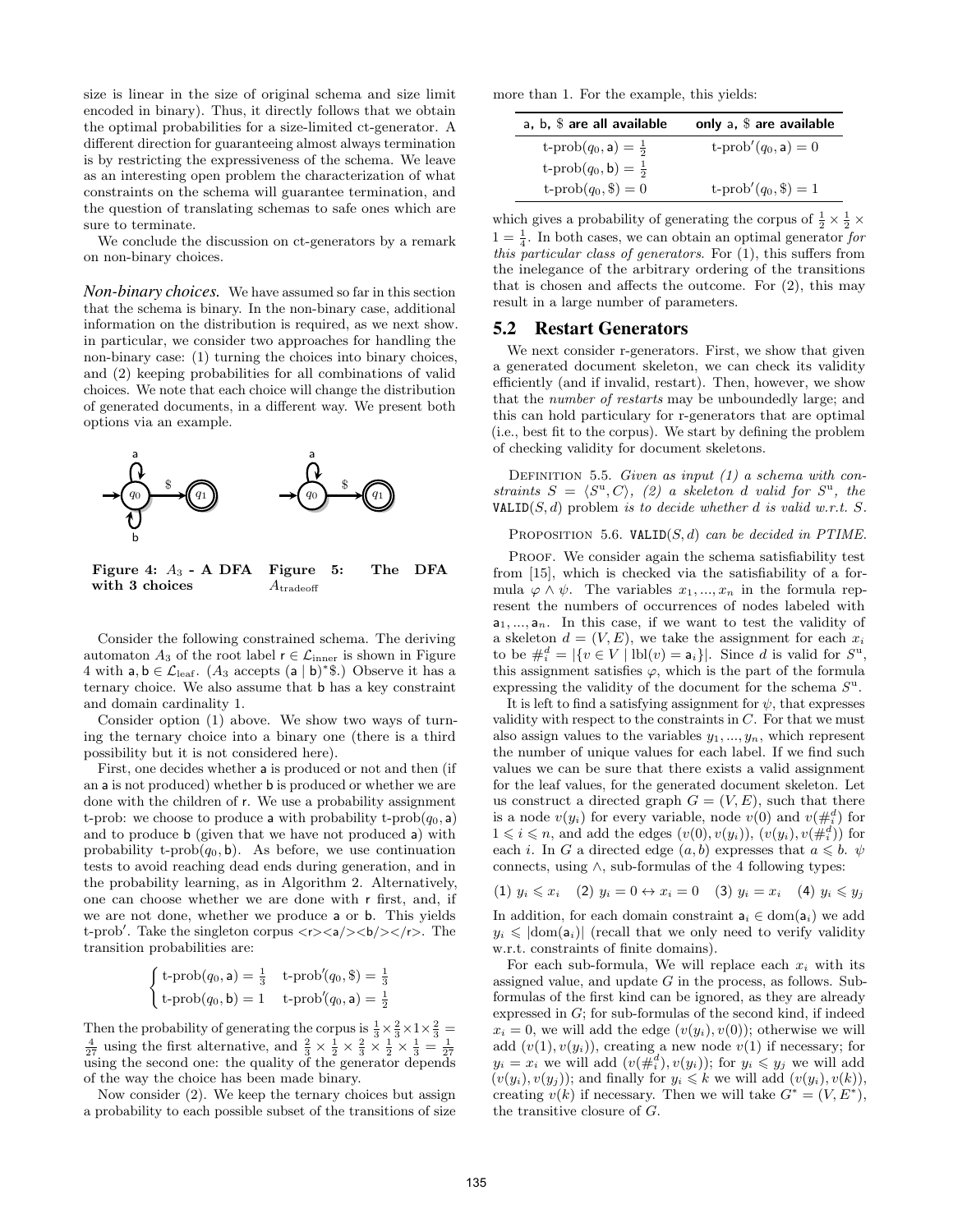size is linear in the size of original schema and size limit encoded in binary). Thus, it directly follows that we obtain the optimal probabilities for a size-limited ct-generator. A different direction for guaranteeing almost always termination is by restricting the expressiveness of the schema. We leave as an interesting open problem the characterization of what constraints on the schema will guarantee termination, and the question of translating schemas to safe ones which are sure to terminate.

We conclude the discussion on ct-generators by a remark on non-binary choices.

***Non-binary choices.*** We have assumed so far in this section that the schema is binary. In the non-binary case, additional information on the distribution is required, as we next show. in particular, we consider two approaches for handling the non-binary case: (1) turning the choices into binary choices, and (2) keeping probabilities for all combinations of valid choices. We note that each choice will change the distribution of generated documents, in a different way. We present both options via an example.

**Figure 4: $A_3$ - A DFA with 3 choices**

**Figure 5: The DFA $A_{\text{tradeoff}}$**

Consider the following constrained schema. The deriving automaton $A_3$ of the root label $\mathsf{r} \in \mathcal{L}_{\text{inner}}$ is shown in Figure 4 with $\mathsf{a}, \mathsf{b} \in \mathcal{L}_{\text{leaf}}$. ($A_3$ accepts $(\mathsf{a} \mid \mathsf{b})^*\$$.) Observe it has a ternary choice. We also assume that b has a key constraint and domain cardinality 1.

Consider option (1) above. We show two ways of turning the ternary choice into a binary one (there is a third possibility but it is not considered here).

First, one decides whether a is produced or not and then (if an a is not produced) whether b is produced or whether we are done with the children of r. We use a probability assignment t-prob: we choose to produce a with probability $\text{t-prob}(q_0, \mathsf{a})$ and to produce b (given that we have not produced a) with probability $\text{t-prob}(q_0, \mathsf{b})$. As before, we use continuation tests to avoid reaching dead ends during generation, and in the probability learning, as in Algorithm 2. Alternatively, one can choose whether we are done with r first, and, if we are not done, whether we produce a or b. This yields t-prob′. Take the singleton corpus <r><a/><b/></r>. The transition probabilities are:

$$\begin{cases} \text{t-prob}(q_0, \mathsf{a}) = \frac{1}{3} & \text{t-prob}'(q_0, \$) = \frac{1}{3} \\ \text{t-prob}(q_0, \mathsf{b}) = 1 & \text{t-prob}'(q_0, \mathsf{a}) = \frac{1}{2} \end{cases}$$

Then the probability of generating the corpus is $\frac{1}{3} \times \frac{2}{3} \times 1 \times \frac{2}{3} = \frac{4}{27}$ using the first alternative, and $\frac{2}{3} \times \frac{1}{2} \times \frac{2}{3} \times \frac{1}{2} \times \frac{1}{3} = \frac{1}{27}$ using the second one: the quality of the generator depends of the way the choice has been made binary.

Now consider (2). We keep the ternary choices but assign a probability to each possible subset of the transitions of size more than 1. For the example, this yields:

| a, b, $ are all available | only a, $ are available |
|---|---|
| $\text{t-prob}(q_0, \mathsf{a}) = \frac{1}{2}$ | $\text{t-prob}'(q_0, \mathsf{a}) = 0$ |
| $\text{t-prob}(q_0, \mathsf{b}) = \frac{1}{2}$ | |
| $\text{t-prob}(q_0, \$) = 0$ | $\text{t-prob}'(q_0, \$) = 1$ |

which gives a probability of generating the corpus of $\frac{1}{2} \times \frac{1}{2} \times 1 = \frac{1}{4}$. In both cases, we can obtain an optimal generator *for this particular class of generators*. For (1), this suffers from the inelegance of the arbitrary ordering of the transitions that is chosen and affects the outcome. For (2), this may result in a large number of parameters.

## 5.2 Restart Generators

We next consider r-generators. First, we show that given a generated document skeleton, we can check its validity efficiently (and if invalid, restart). Then, however, we show that the *number of restarts* may be unboundedly large; and this can hold particulary for r-generators that are optimal (i.e., best fit to the corpus). We start by defining the problem of checking validity for document skeletons.

Definition 5.5. *Given as input (1) a schema with constraints $S = \langle S^{\text{u}}, C \rangle$, (2) a skeleton $d$ valid for $S^{\text{u}}$, the* $\mathtt{VALID}(S, d)$ *problem is to decide whether $d$ is valid w.r.t. $S$.*

Proposition 5.6. *$\mathtt{VALID}(S, d)$ can be decided in PTIME.*

Proof. We consider again the schema satisfiability test from [15], which is checked via the satisfiability of a formula $\varphi \wedge \psi$. The variables $x_1, ..., x_n$ in the formula represent the numbers of occurrences of nodes labeled with $\mathsf{a}_1, ..., \mathsf{a}_n$. In this case, if we want to test the validity of a skeleton $d = (V, E)$, we take the assignment for each $x_i$ to be $\#_i^d = |\{v \in V \mid \text{lbl}(v) = \mathsf{a}_i\}|$. Since $d$ is valid for $S^{\text{u}}$, this assignment satisfies $\varphi$, which is the part of the formula expressing the validity of the document for the schema $S^{\text{u}}$.

It is left to find a satisfying assignment for $\psi$, that expresses validity with respect to the constraints in $C$. For that we must also assign values to the variables $y_1, ..., y_n$, which represent the number of unique values for each label. If we find such values we can be sure that there exists a valid assignment for the leaf values, for the generated document skeleton. Let us construct a directed graph $G = (V, E)$, such that there is a node $v(y_i)$ for every variable, node $v(0)$ and $v(\#_i^d)$ for $1 \leqslant i \leqslant n$, and add the edges $(v(0), v(y_i))$, $(v(y_i), v(\#_i^d))$ for each $i$. In $G$ a directed edge $(a, b)$ expresses that $a \leqslant b$. $\psi$ connects, using $\wedge$, sub-formulas of the 4 following types:

(1) $y_i \leqslant x_i$ (2) $y_i = 0 \leftrightarrow x_i = 0$ (3) $y_i = x_i$ (4) $y_i \leqslant y_j$

In addition, for each domain constraint $\mathsf{a}_i \in \text{dom}(\mathsf{a}_i)$ we add $y_i \leqslant |\text{dom}(\mathsf{a}_i)|$ (recall that we only need to verify validity w.r.t. constraints of finite domains).

For each sub-formula, We will replace each $x_i$ with its assigned value, and update $G$ in the process, as follows. Sub-formulas of the first kind can be ignored, as they are already expressed in $G$; for sub-formulas of the second kind, if indeed $x_i = 0$, we will add the edge $(v(y_i), v(0))$; otherwise we will add $(v(1), v(y_i))$, creating a new node $v(1)$ if necessary; for $y_i = x_i$ we will add $(v(\#_i^d), v(y_i))$; for $y_i \leqslant y_j$ we will add $(v(y_i), v(y_j))$; and finally for $y_i \leqslant k$ we will add $(v(y_i), v(k))$, creating $v(k)$ if necessary. Then we will take $G^* = (V, E^*)$, the transitive closure of $G$.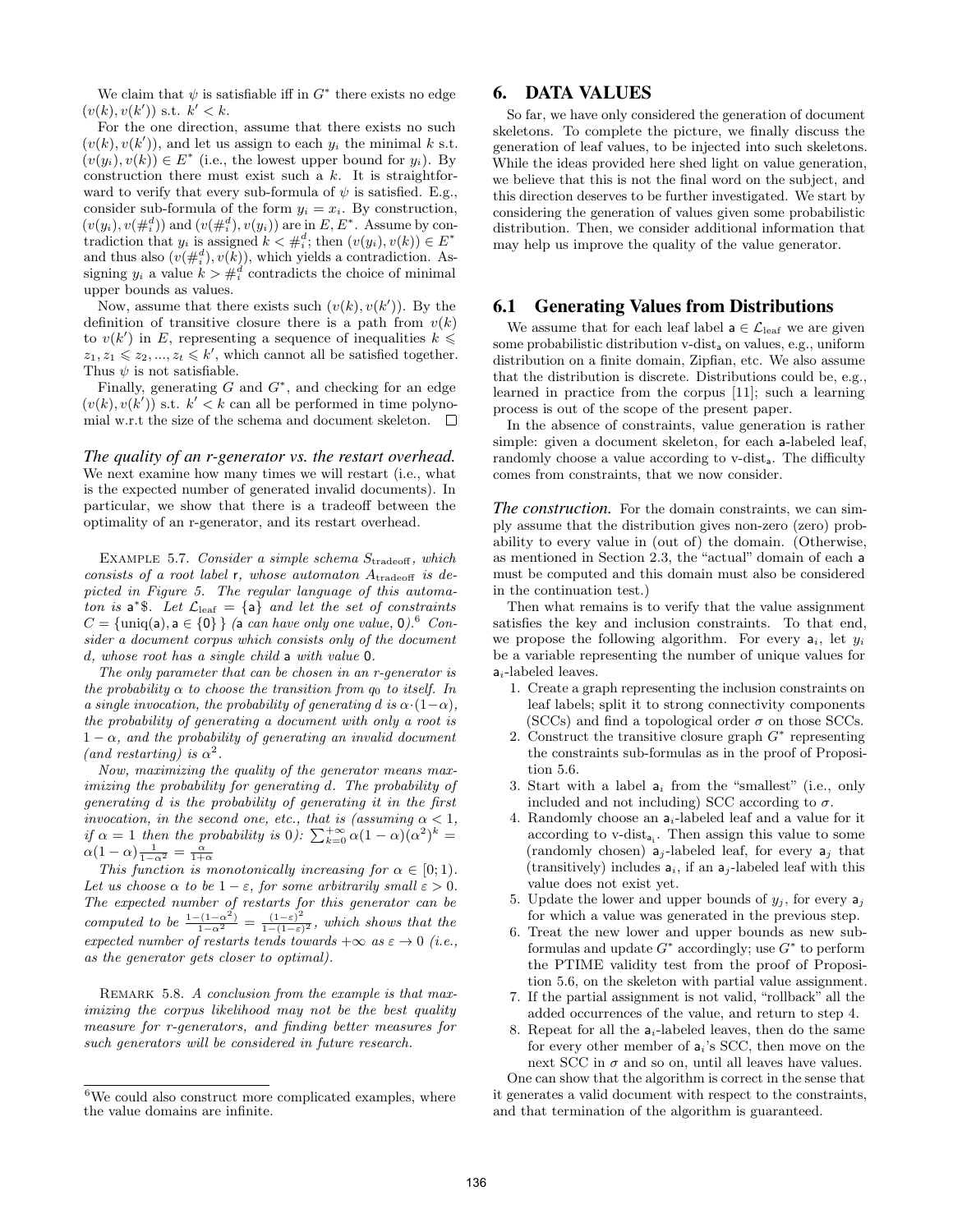We claim that $\psi$ is satisfiable iff in $G^*$ there exists no edge $(v(k), v(k'))$ s.t. $k' < k$.

For the one direction, assume that there exists no such $(v(k), v(k'))$, and let us assign to each $y_i$ the minimal $k$ s.t. $(v(y_i), v(k)) \in E^*$ (i.e., the lowest upper bound for $y_i$). By construction there must exist such a $k$. It is straightforward to verify that every sub-formula of $\psi$ is satisfied. E.g., consider sub-formula of the form $y_i = x_i$. By construction, $(v(y_i), v(\#_i^d))$ and $(v(\#_i^d), v(y_i))$ are in $E, E^*$. Assume by contradiction that $y_i$ is assigned $k < \#_i^d$; then $(v(y_i), v(k)) \in E^*$ and thus also $(v(\#_i^d), v(k))$, which yields a contradiction. Assigning $y_i$ a value $k > \#_i^d$ contradicts the choice of minimal upper bounds as values.

Now, assume that there exists such $(v(k), v(k'))$. By the definition of transitive closure there is a path from $v(k)$ to $v(k')$ in $E$, representing a sequence of inequalities $k \leqslant z_1, z_1 \leqslant z_2, ..., z_t \leqslant k'$, which cannot all be satisfied together. Thus $\psi$ is not satisfiable.

Finally, generating $G$ and $G^*$, and checking for an edge $(v(k), v(k'))$ s.t. $k' < k$ can all be performed in time polynomial w.r.t the size of the schema and document skeleton. $\square$

***The quality of an r-generator vs. the restart overhead.*** We next examine how many times we will restart (i.e., what is the expected number of generated invalid documents). In particular, we show that there is a tradeoff between the optimality of an r-generator, and its restart overhead.

Example 5.7. *Consider a simple schema $S_{\text{tradeoff}}$, which consists of a root label* r*, whose automaton $A_{\text{tradeoff}}$ is depicted in Figure 5. The regular language of this automaton is* a*$. *Let $\mathcal{L}_{\text{leaf}} = \{\mathsf{a}\}$ and let the set of constraints $C = \{\text{uniq}(\mathsf{a}), \mathsf{a} \in \{0\}\}$ (*a *can have only one value,* 0*).*[6] *Consider a document corpus which consists only of the document $d$, whose root has a single child* a *with value* 0*.*

*The only parameter that can be chosen in an r-generator is the probability $\alpha$ to choose the transition from $q_0$ to itself. In a single invocation, the probability of generating $d$ is $\alpha \cdot (1-\alpha)$, the probability of generating a document with only a root is $1-\alpha$, and the probability of generating an invalid document (and restarting) is $\alpha^2$.*

*Now, maximizing the quality of the generator means maximizing the probability for generating $d$. The probability of generating $d$ is the probability of generating it in the first invocation, in the second one, etc., that is (assuming $\alpha < 1$, if $\alpha = 1$ then the probability is 0): $\sum_{k=0}^{+\infty} \alpha(1-\alpha)(\alpha^2)^k = \alpha(1-\alpha)\frac{1}{1-\alpha^2} = \frac{\alpha}{1+\alpha}$*

*This function is monotonically increasing for $\alpha \in [0;1)$. Let us choose $\alpha$ to be $1-\varepsilon$, for some arbitrarily small $\varepsilon > 0$. The expected number of restarts for this generator can be computed to be $\frac{1-(1-\alpha^2)}{1-\alpha^2} = \frac{(1-\varepsilon)^2}{1-(1-\varepsilon)^2}$, which shows that the expected number of restarts tends towards $+\infty$ as $\varepsilon \to 0$ (i.e., as the generator gets closer to optimal).*

Remark 5.8. *A conclusion from the example is that maximizing the corpus likelihood may not be the best quality measure for r-generators, and finding better measures for such generators will be considered in future research.*

[6] We could also construct more complicated examples, where the value domains are infinite.

# 6. DATA VALUES

So far, we have only considered the generation of document skeletons. To complete the picture, we finally discuss the generation of leaf values, to be injected into such skeletons. While the ideas provided here shed light on value generation, we believe that this is not the final word on the subject, and this direction deserves to be further investigated. We start by considering the generation of values given some probabilistic distribution. Then, we consider additional information that may help us improve the quality of the value generator.

## 6.1 Generating Values from Distributions

We assume that for each leaf label $\mathsf{a} \in \mathcal{L}_{\text{leaf}}$ we are given some probabilistic distribution v-dist$_{\mathsf{a}}$ on values, e.g., uniform distribution on a finite domain, Zipfian, etc. We also assume that the distribution is discrete. Distributions could be, e.g., learned in practice from the corpus [11]; such a learning process is out of the scope of the present paper.

In the absence of constraints, value generation is rather simple: given a document skeleton, for each a-labeled leaf, randomly choose a value according to v-dist$_{\mathsf{a}}$. The difficulty comes from constraints, that we now consider.

***The construction.*** For the domain constraints, we can simply assume that the distribution gives non-zero (zero) probability to every value in (out of) the domain. (Otherwise, as mentioned in Section 2.3, the "actual" domain of each a must be computed and this domain must also be considered in the continuation test.)

Then what remains is to verify that the value assignment satisfies the key and inclusion constraints. To that end, we propose the following algorithm. For every $\mathsf{a}_i$, let $y_i$ be a variable representing the number of unique values for $\mathsf{a}_i$-labeled leaves.

1. Create a graph representing the inclusion constraints on leaf labels; split it to strong connectivity components (SCCs) and find a topological order $\sigma$ on those SCCs.
2. Construct the transitive closure graph $G^*$ representing the constraints sub-formulas as in the proof of Proposition 5.6.
3. Start with a label $\mathsf{a}_i$ from the "smallest" (i.e., only included and not including) SCC according to $\sigma$.
4. Randomly choose an $\mathsf{a}_i$-labeled leaf and a value for it according to v-dist$_{\mathsf{a}_i}$. Then assign this value to some (randomly chosen) $\mathsf{a}_j$-labeled leaf, for every $\mathsf{a}_j$ that (transitively) includes $\mathsf{a}_i$, if an $\mathsf{a}_j$-labeled leaf with this value does not exist yet.
5. Update the lower and upper bounds of $y_j$, for every $\mathsf{a}_j$ for which a value was generated in the previous step.
6. Treat the new lower and upper bounds as new sub-formulas and update $G^*$ accordingly; use $G^*$ to perform the PTIME validity test from the proof of Proposition 5.6, on the skeleton with partial value assignment.
7. If the partial assignment is not valid, "rollback" all the added occurrences of the value, and return to step 4.
8. Repeat for all the $\mathsf{a}_i$-labeled leaves, then do the same for every other member of $\mathsf{a}_i$'s SCC, then move on the next SCC in $\sigma$ and so on, until all leaves have values.

One can show that the algorithm is correct in the sense that it generates a valid document with respect to the constraints, and that termination of the algorithm is guaranteed.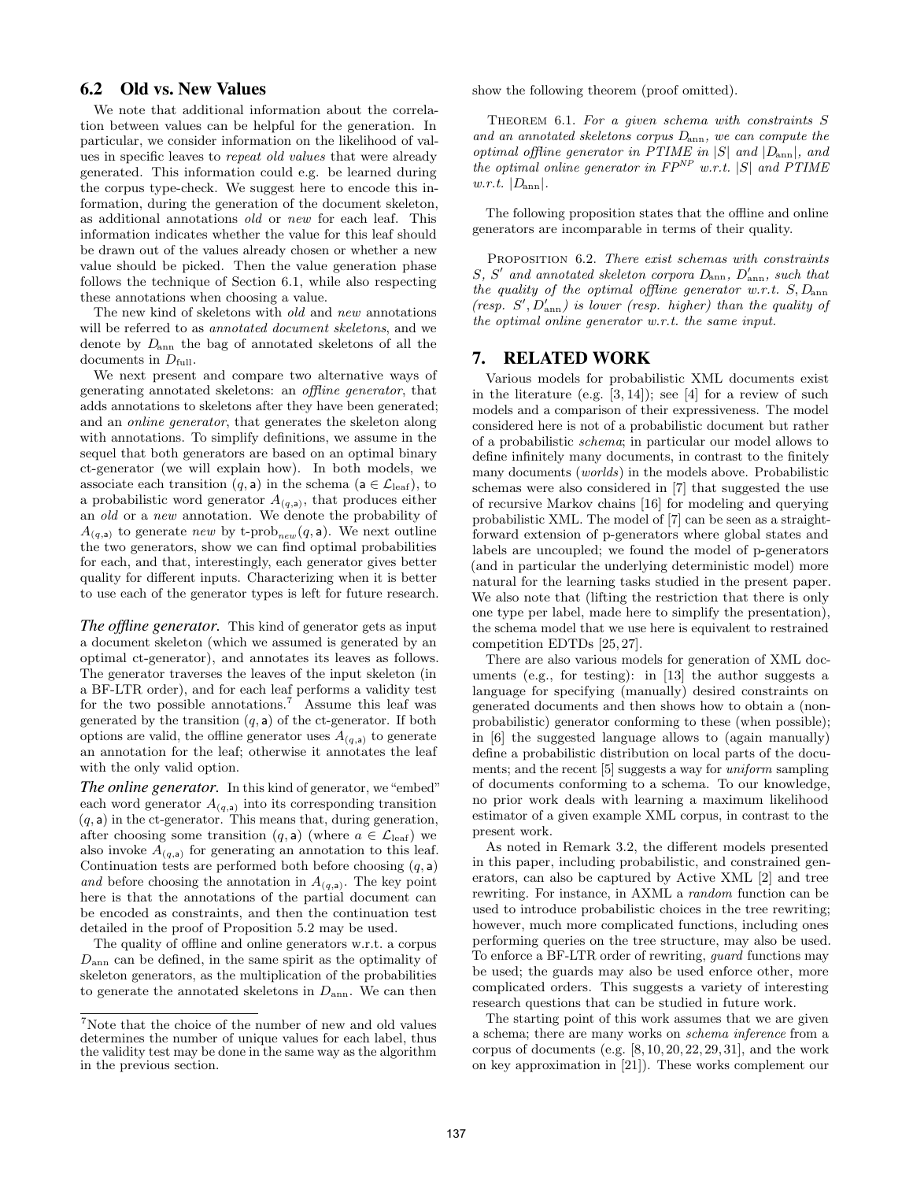## 6.2 Old vs. New Values

We note that additional information about the correlation between values can be helpful for the generation. In particular, we consider information on the likelihood of values in specific leaves to *repeat old values* that were already generated. This information could e.g. be learned during the corpus type-check. We suggest here to encode this information, during the generation of the document skeleton, as additional annotations *old* or *new* for each leaf. This information indicates whether the value for this leaf should be drawn out of the values already chosen or whether a new value should be picked. Then the value generation phase follows the technique of Section 6.1, while also respecting these annotations when choosing a value.

The new kind of skeletons with *old* and *new* annotations will be referred to as *annotated document skeletons*, and we denote by $D_{\text{ann}}$ the bag of annotated skeletons of all the documents in $D_{\text{full}}$.

We next present and compare two alternative ways of generating annotated skeletons: an *offline generator*, that adds annotations to skeletons after they have been generated; and an *online generator*, that generates the skeleton along with annotations. To simplify definitions, we assume in the sequel that both generators are based on an optimal binary ct-generator (we will explain how). In both models, we associate each transition $(q, \mathsf{a})$ in the schema ($\mathsf{a} \in \mathcal{L}_{\text{leaf}}$), to a probabilistic word generator $A_{(q,\mathsf{a})}$, that produces either an *old* or a *new* annotation. We denote the probability of $A_{(q,\mathsf{a})}$ to generate *new* by $\text{t-prob}_{new}(q, \mathsf{a})$. We next outline the two generators, show we can find optimal probabilities for each, and that, interestingly, each generator gives better quality for different inputs. Characterizing when it is better to use each of the generator types is left for future research.

***The offline generator.*** This kind of generator gets as input a document skeleton (which we assumed is generated by an optimal ct-generator), and annotates its leaves as follows. The generator traverses the leaves of the input skeleton (in a BF-LTR order), and for each leaf performs a validity test for the two possible annotations.[7] Assume this leaf was generated by the transition $(q, \mathsf{a})$ of the ct-generator. If both options are valid, the offline generator uses $A_{(q,\mathsf{a})}$ to generate an annotation for the leaf; otherwise it annotates the leaf with the only valid option.

***The online generator.*** In this kind of generator, we "embed" each word generator $A_{(q,\mathsf{a})}$ into its corresponding transition $(q, \mathsf{a})$ in the ct-generator. This means that, during generation, after choosing some transition $(q, \mathsf{a})$ (where $a \in \mathcal{L}_{\text{leaf}}$) we also invoke $A_{(q,\mathsf{a})}$ for generating an annotation to this leaf. Continuation tests are performed both before choosing $(q, \mathsf{a})$ *and* before choosing the annotation in $A_{(q,\mathsf{a})}$. The key point here is that the annotations of the partial document can be encoded as constraints, and then the continuation test detailed in the proof of Proposition 5.2 may be used.

The quality of offline and online generators w.r.t. a corpus $D_{\text{ann}}$ can be defined, in the same spirit as the optimality of skeleton generators, as the multiplication of the probabilities to generate the annotated skeletons in $D_{\text{ann}}$. We can then show the following theorem (proof omitted).

THEOREM 6.1. *For a given schema with constraints $S$ and an annotated skeletons corpus $D_{\text{ann}}$, we can compute the optimal offline generator in PTIME in $|S|$ and $|D_{\text{ann}}|$, and the optimal online generator in $FP^{NP}$ w.r.t. $|S|$ and PTIME w.r.t. $|D_{\text{ann}}|$.*

The following proposition states that the offline and online generators are incomparable in terms of their quality.

PROPOSITION 6.2. *There exist schemas with constraints $S$, $S'$ and annotated skeleton corpora $D_{\text{ann}}$, $D'_{\text{ann}}$, such that the quality of the optimal offline generator w.r.t. $S, D_{\text{ann}}$ (resp. $S', D'_{\text{ann}}$) is lower (resp. higher) than the quality of the optimal online generator w.r.t. the same input.*

[7] Note that the choice of the number of new and old values determines the number of unique values for each label, thus the validity test may be done in the same way as the algorithm in the previous section.

# 7. RELATED WORK

Various models for probabilistic XML documents exist in the literature (e.g. [3, 14]); see [4] for a review of such models and a comparison of their expressiveness. The model considered here is not of a probabilistic document but rather of a probabilistic *schema*; in particular our model allows to define infinitely many documents, in contrast to the finitely many documents (*worlds*) in the models above. Probabilistic schemas were also considered in [7] that suggested the use of recursive Markov chains [16] for modeling and querying probabilistic XML. The model of [7] can be seen as a straightforward extension of p-generators where global states and labels are uncoupled; we found the model of p-generators (and in particular the underlying deterministic model) more natural for the learning tasks studied in the present paper. We also note that (lifting the restriction that there is only one type per label, made here to simplify the presentation), the schema model that we use here is equivalent to restrained competition EDTDs [25, 27].

There are also various models for generation of XML documents (e.g., for testing): in [13] the author suggests a language for specifying (manually) desired constraints on generated documents and then shows how to obtain a (non-probabilistic) generator conforming to these (when possible); in [6] the suggested language allows to (again manually) define a probabilistic distribution on local parts of the documents; and the recent [5] suggests a way for *uniform* sampling of documents conforming to a schema. To our knowledge, no prior work deals with learning a maximum likelihood estimator of a given example XML corpus, in contrast to the present work.

As noted in Remark 3.2, the different models presented in this paper, including probabilistic, and constrained generators, can also be captured by Active XML [2] and tree rewriting. For instance, in AXML a *random* function can be used to introduce probabilistic choices in the tree rewriting; however, much more complicated functions, including ones performing queries on the tree structure, may also be used. To enforce a BF-LTR order of rewriting, *guard* functions may be used; the guards may also be used enforce other, more complicated orders. This suggests a variety of interesting research questions that can be studied in future work.

The starting point of this work assumes that we are given a schema; there are many works on *schema inference* from a corpus of documents (e.g. [8, 10, 20, 22, 29, 31], and the work on key approximation in [21]). These works complement our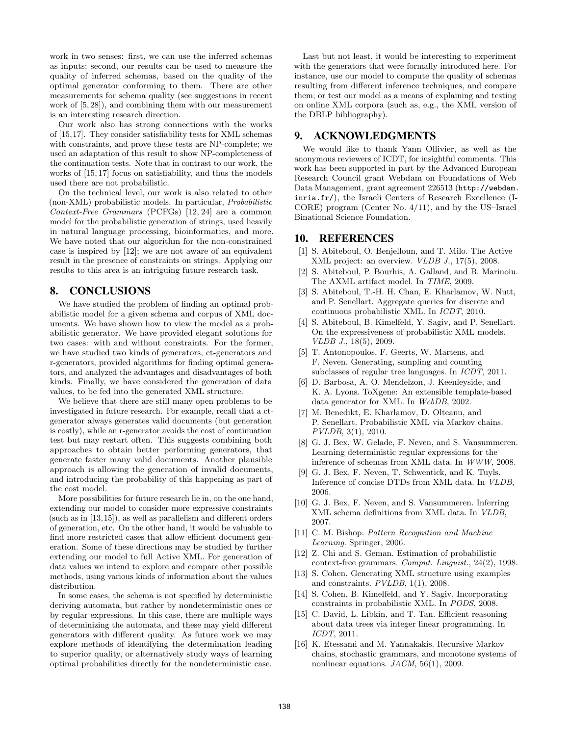work in two senses: first, we can use the inferred schemas as inputs; second, our results can be used to measure the quality of inferred schemas, based on the quality of the optimal generator conforming to them. There are other measurements for schema quality (see suggestions in recent work of [5, 28]), and combining them with our measurement is an interesting research direction.

Our work also has strong connections with the works of [15,17]. They consider satisfiability tests for XML schemas with constraints, and prove these tests are NP-complete; we used an adaptation of this result to show NP-completeness of the continuation tests. Note that in contrast to our work, the works of [15, 17] focus on satisfiability, and thus the models used there are not probabilistic.

On the technical level, our work is also related to other (non-XML) probabilistic models. In particular, *Probabilistic Context-Free Grammars* (PCFGs) [12, 24] are a common model for the probabilistic generation of strings, used heavily in natural language processing, bioinformatics, and more. We have noted that our algorithm for the non-constrained case is inspired by [12]; we are not aware of an equivalent result in the presence of constraints on strings. Applying our results to this area is an intriguing future research task.

## 8. CONCLUSIONS

We have studied the problem of finding an optimal probabilistic model for a given schema and corpus of XML documents. We have shown how to view the model as a probabilistic generator. We have provided elegant solutions for two cases: with and without constraints. For the former, we have studied two kinds of generators, ct-generators and r-generators, provided algorithms for finding optimal generators, and analyzed the advantages and disadvantages of both kinds. Finally, we have considered the generation of data values, to be fed into the generated XML structure.

We believe that there are still many open problems to be investigated in future research. For example, recall that a ct-generator always generates valid documents (but generation is costly), while an r-generator avoids the cost of continuation test but may restart often. This suggests combining both approaches to obtain better performing generators, that generate faster many valid documents. Another plausible approach is allowing the generation of invalid documents, and introducing the probability of this happening as part of the cost model.

More possibilities for future research lie in, on the one hand, extending our model to consider more expressive constraints (such as in [13,15]), as well as parallelism and different orders of generation, etc. On the other hand, it would be valuable to find more restricted cases that allow efficient document generation. Some of these directions may be studied by further extending our model to full Active XML. For generation of data values we intend to explore and compare other possible methods, using various kinds of information about the values distribution.

In some cases, the schema is not specified by deterministic deriving automata, but rather by nondeterministic ones or by regular expressions. In this case, there are multiple ways of determinizing the automata, and these may yield different generators with different quality. As future work we may explore methods of identifying the determination leading to superior quality, or alternatively study ways of learning optimal probabilities directly for the nondeterministic case.

Last but not least, it would be interesting to experiment with the generators that were formally introduced here. For instance, use our model to compute the quality of schemas resulting from different inference techniques, and compare them; or test our model as a means of explaining and testing on online XML corpora (such as, e.g., the XML version of the DBLP bibliography).

## 9. ACKNOWLEDGMENTS

We would like to thank Yann Ollivier, as well as the anonymous reviewers of ICDT, for insightful comments. This work has been supported in part by the Advanced European Research Council grant Webdam on Foundations of Web Data Management, grant agreement 226513 (http://webdam.inria.fr/), the Israeli Centers of Research Excellence (I-CORE) program (Center No. 4/11), and by the US–Israel Binational Science Foundation.

## 10. REFERENCES

[1] S. Abiteboul, O. Benjelloun, and T. Milo. The Active XML project: an overview. *VLDB J.*, 17(5), 2008.

[2] S. Abiteboul, P. Bourhis, A. Galland, and B. Marinoiu. The AXML artifact model. In *TIME*, 2009.

[3] S. Abiteboul, T.-H. H. Chan, E. Kharlamov, W. Nutt, and P. Senellart. Aggregate queries for discrete and continuous probabilistic XML. In *ICDT*, 2010.

[4] S. Abiteboul, B. Kimelfeld, Y. Sagiv, and P. Senellart. On the expressiveness of probabilistic XML models. *VLDB J.*, 18(5), 2009.

[5] T. Antonopoulos, F. Geerts, W. Martens, and F. Neven. Generating, sampling and counting subclasses of regular tree languages. In *ICDT*, 2011.

[6] D. Barbosa, A. O. Mendelzon, J. Keenleyside, and K. A. Lyons. ToXgene: An extensible template-based data generator for XML. In *WebDB*, 2002.

[7] M. Benedikt, E. Kharlamov, D. Olteanu, and P. Senellart. Probabilistic XML via Markov chains. *PVLDB*, 3(1), 2010.

[8] G. J. Bex, W. Gelade, F. Neven, and S. Vansummeren. Learning deterministic regular expressions for the inference of schemas from XML data. In *WWW*, 2008.

[9] G. J. Bex, F. Neven, T. Schwentick, and K. Tuyls. Inference of concise DTDs from XML data. In *VLDB*, 2006.

[10] G. J. Bex, F. Neven, and S. Vansummeren. Inferring XML schema definitions from XML data. In *VLDB*, 2007.

[11] C. M. Bishop. *Pattern Recognition and Machine Learning*. Springer, 2006.

[12] Z. Chi and S. Geman. Estimation of probabilistic context-free grammars. *Comput. Linguist.*, 24(2), 1998.

[13] S. Cohen. Generating XML structure using examples and constraints. *PVLDB*, 1(1), 2008.

[14] S. Cohen, B. Kimelfeld, and Y. Sagiv. Incorporating constraints in probabilistic XML. In *PODS*, 2008.

[15] C. David, L. Libkin, and T. Tan. Efficient reasoning about data trees via integer linear programming. In *ICDT*, 2011.

[16] K. Etessami and M. Yannakakis. Recursive Markov chains, stochastic grammars, and monotone systems of nonlinear equations. *JACM*, 56(1), 2009.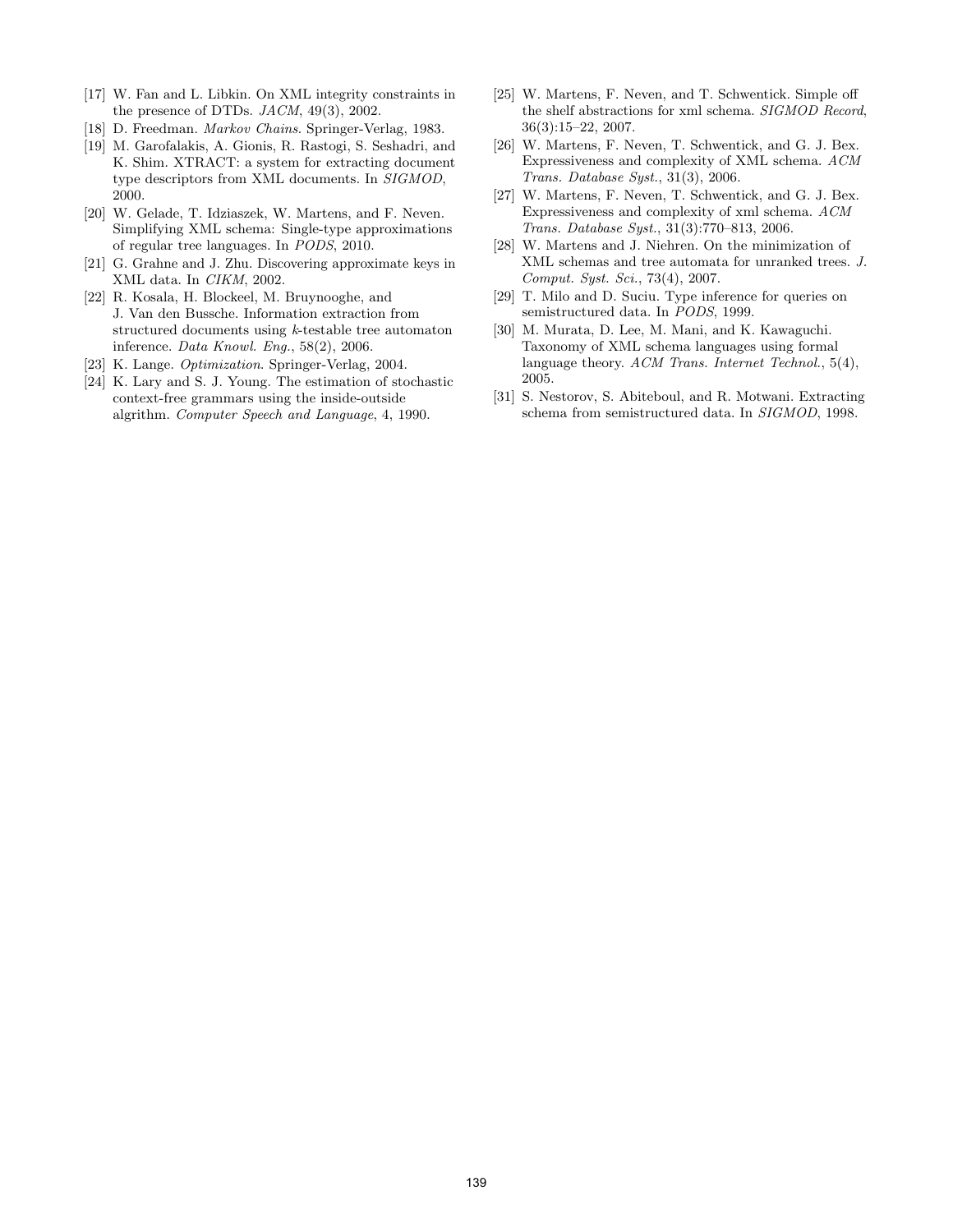[17] W. Fan and L. Libkin. On XML integrity constraints in the presence of DTDs. *JACM*, 49(3), 2002.

[18] D. Freedman. *Markov Chains*. Springer-Verlag, 1983.

[19] M. Garofalakis, A. Gionis, R. Rastogi, S. Seshadri, and K. Shim. XTRACT: a system for extracting document type descriptors from XML documents. In *SIGMOD*, 2000.

[20] W. Gelade, T. Idziaszek, W. Martens, and F. Neven. Simplifying XML schema: Single-type approximations of regular tree languages. In *PODS*, 2010.

[21] G. Grahne and J. Zhu. Discovering approximate keys in XML data. In *CIKM*, 2002.

[22] R. Kosala, H. Blockeel, M. Bruynooghe, and J. Van den Bussche. Information extraction from structured documents using $k$-testable tree automaton inference. *Data Knowl. Eng.*, 58(2), 2006.

[23] K. Lange. *Optimization*. Springer-Verlag, 2004.

[24] K. Lary and S. J. Young. The estimation of stochastic context-free grammars using the inside-outside algrithm. *Computer Speech and Language*, 4, 1990.

[25] W. Martens, F. Neven, and T. Schwentick. Simple off the shelf abstractions for xml schema. *SIGMOD Record*, 36(3):15–22, 2007.

[26] W. Martens, F. Neven, T. Schwentick, and G. J. Bex. Expressiveness and complexity of XML schema. *ACM Trans. Database Syst.*, 31(3), 2006.

[27] W. Martens, F. Neven, T. Schwentick, and G. J. Bex. Expressiveness and complexity of xml schema. *ACM Trans. Database Syst.*, 31(3):770–813, 2006.

[28] W. Martens and J. Niehren. On the minimization of XML schemas and tree automata for unranked trees. *J. Comput. Syst. Sci.*, 73(4), 2007.

[29] T. Milo and D. Suciu. Type inference for queries on semistructured data. In *PODS*, 1999.

[30] M. Murata, D. Lee, M. Mani, and K. Kawaguchi. Taxonomy of XML schema languages using formal language theory. *ACM Trans. Internet Technol.*, 5(4), 2005.

[31] S. Nestorov, S. Abiteboul, and R. Motwani. Extracting schema from semistructured data. In *SIGMOD*, 1998.